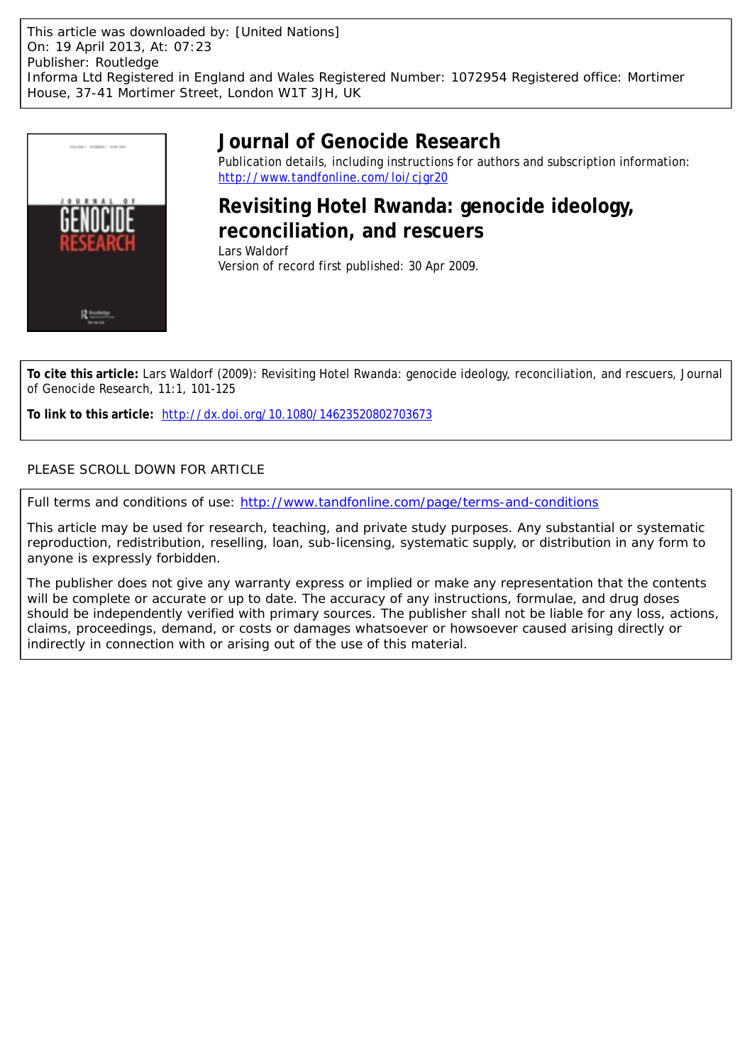This article was downloaded by: [United Nations]
On: 19 April 2013, At: 07:23
Publisher: Routledge
Informa Ltd Registered in England and Wales Registered Number: 1072954 Registered office: Mortimer House, 37-41 Mortimer Street, London W1T 3JH, UK

# Journal of Genocide Research

Publication details, including instructions for authors and subscription information:
http://www.tandfonline.com/loi/cjgr20

## Revisiting Hotel Rwanda: genocide ideology, reconciliation, and rescuers

Lars Waldorf

Version of record first published: 30 Apr 2009.

**To cite this article:** Lars Waldorf (2009): Revisiting Hotel Rwanda: genocide ideology, reconciliation, and rescuers, Journal of Genocide Research, 11:1, 101-125

**To link to this article:** http://dx.doi.org/10.1080/14623520802703673

PLEASE SCROLL DOWN FOR ARTICLE

Full terms and conditions of use: http://www.tandfonline.com/page/terms-and-conditions

This article may be used for research, teaching, and private study purposes. Any substantial or systematic reproduction, redistribution, reselling, loan, sub-licensing, systematic supply, or distribution in any form to anyone is expressly forbidden.

The publisher does not give any warranty express or implied or make any representation that the contents will be complete or accurate or up to date. The accuracy of any instructions, formulae, and drug doses should be independently verified with primary sources. The publisher shall not be liable for any loss, actions, claims, proceedings, demand, or costs or damages whatsoever or howsoever caused arising directly or indirectly in connection with or arising out of the use of this material.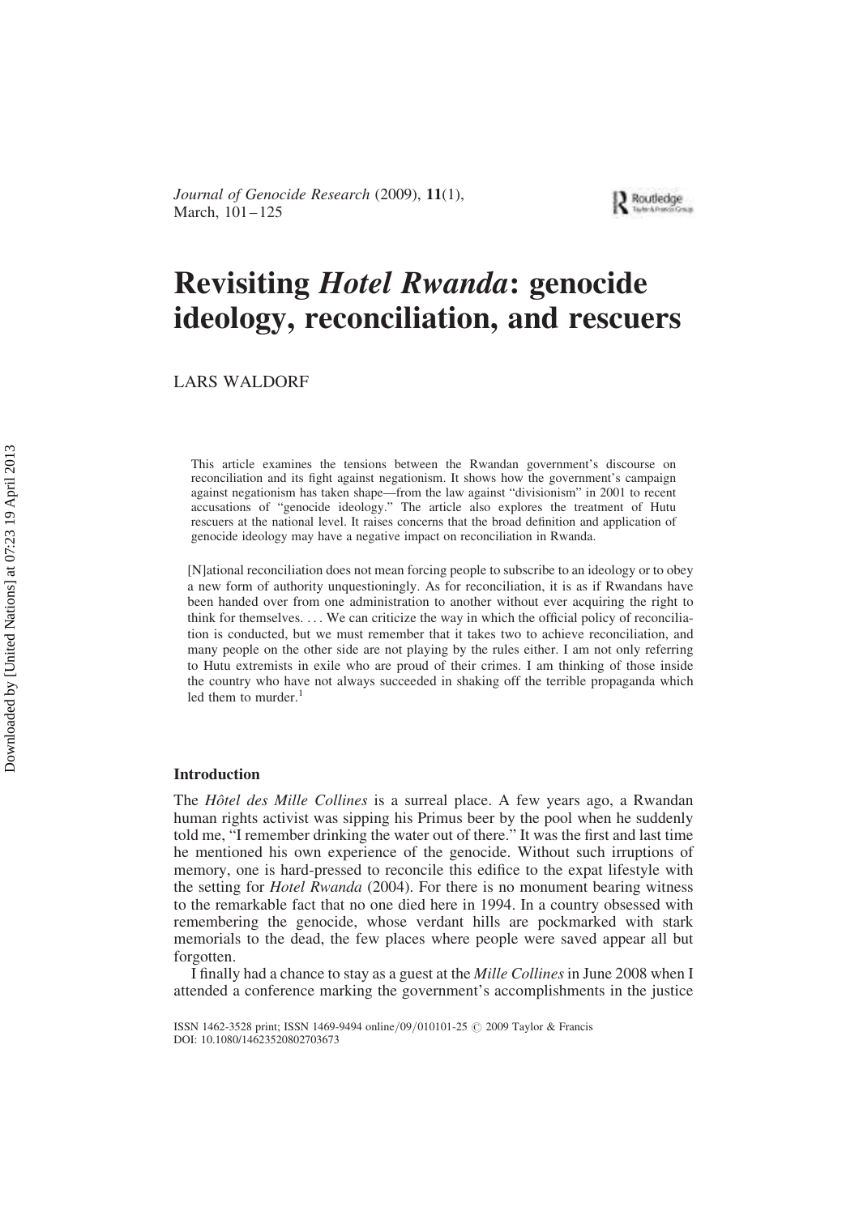# Revisiting *Hotel Rwanda*: genocide ideology, reconciliation, and rescuers

LARS WALDORF

This article examines the tensions between the Rwandan government's discourse on reconciliation and its fight against negationism. It shows how the government's campaign against negationism has taken shape—from the law against "divisionism" in 2001 to recent accusations of "genocide ideology." The article also explores the treatment of Hutu rescuers at the national level. It raises concerns that the broad definition and application of genocide ideology may have a negative impact on reconciliation in Rwanda.

[N]ational reconciliation does not mean forcing people to subscribe to an ideology or to obey a new form of authority unquestioningly. As for reconciliation, it is as if Rwandans have been handed over from one administration to another without ever acquiring the right to think for themselves. ... We can criticize the way in which the official policy of reconciliation is conducted, but we must remember that it takes two to achieve reconciliation, and many people on the other side are not playing by the rules either. I am not only referring to Hutu extremists in exile who are proud of their crimes. I am thinking of those inside the country who have not always succeeded in shaking off the terrible propaganda which led them to murder.[1]

## Introduction

The *Hôtel des Mille Collines* is a surreal place. A few years ago, a Rwandan human rights activist was sipping his Primus beer by the pool when he suddenly told me, "I remember drinking the water out of there." It was the first and last time he mentioned his own experience of the genocide. Without such irruptions of memory, one is hard-pressed to reconcile this edifice to the expat lifestyle with the setting for *Hotel Rwanda* (2004). For there is no monument bearing witness to the remarkable fact that no one died here in 1994. In a country obsessed with remembering the genocide, whose verdant hills are pockmarked with stark memorials to the dead, the few places where people were saved appear all but forgotten.

I finally had a chance to stay as a guest at the *Mille Collines* in June 2008 when I attended a conference marking the government's accomplishments in the justice

ISSN 1462-3528 print; ISSN 1469-9494 online/09/010101-25 © 2009 Taylor & Francis
DOI: 10.1080/14623520802703673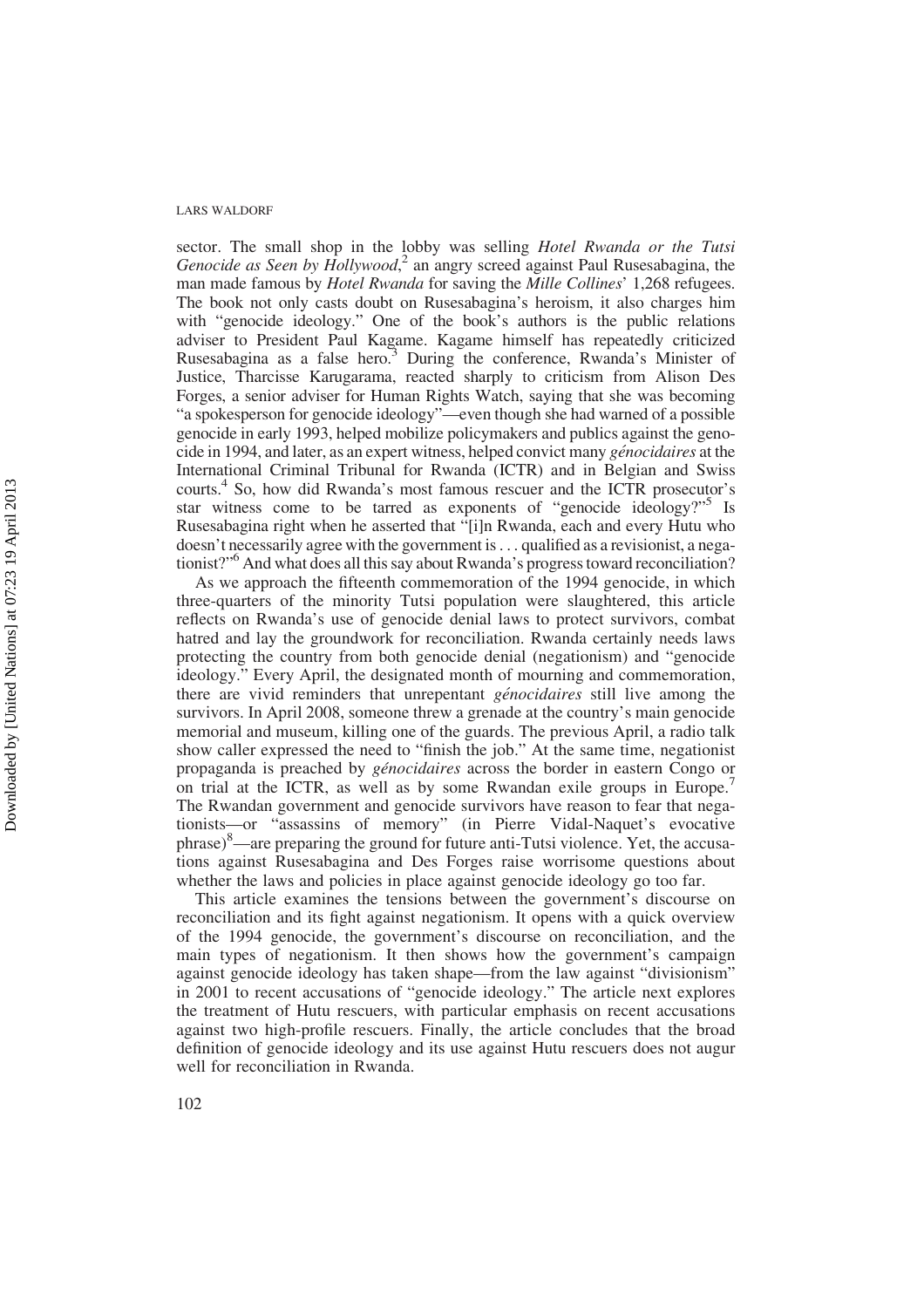sector. The small shop in the lobby was selling *Hotel Rwanda or the Tutsi Genocide as Seen by Hollywood*,[2] an angry screed against Paul Rusesabagina, the man made famous by *Hotel Rwanda* for saving the *Mille Collines*' 1,268 refugees. The book not only casts doubt on Rusesabagina's heroism, it also charges him with "genocide ideology." One of the book's authors is the public relations adviser to President Paul Kagame. Kagame himself has repeatedly criticized Rusesabagina as a false hero.[3] During the conference, Rwanda's Minister of Justice, Tharcisse Karugarama, reacted sharply to criticism from Alison Des Forges, a senior adviser for Human Rights Watch, saying that she was becoming "a spokesperson for genocide ideology"—even though she had warned of a possible genocide in early 1993, helped mobilize policymakers and publics against the genocide in 1994, and later, as an expert witness, helped convict many *génocidaires* at the International Criminal Tribunal for Rwanda (ICTR) and in Belgian and Swiss courts.[4] So, how did Rwanda's most famous rescuer and the ICTR prosecutor's star witness come to be tarred as exponents of "genocide ideology?"[5] Is Rusesabagina right when he asserted that "[i]n Rwanda, each and every Hutu who doesn't necessarily agree with the government is . . . qualified as a revisionist, a negationist?"[6] And what does all this say about Rwanda's progress toward reconciliation?

As we approach the fifteenth commemoration of the 1994 genocide, in which three-quarters of the minority Tutsi population were slaughtered, this article reflects on Rwanda's use of genocide denial laws to protect survivors, combat hatred and lay the groundwork for reconciliation. Rwanda certainly needs laws protecting the country from both genocide denial (negationism) and "genocide ideology." Every April, the designated month of mourning and commemoration, there are vivid reminders that unrepentant *génocidaires* still live among the survivors. In April 2008, someone threw a grenade at the country's main genocide memorial and museum, killing one of the guards. The previous April, a radio talk show caller expressed the need to "finish the job." At the same time, negationist propaganda is preached by *génocidaires* across the border in eastern Congo or on trial at the ICTR, as well as by some Rwandan exile groups in Europe.[7] The Rwandan government and genocide survivors have reason to fear that negationists—or "assassins of memory" (in Pierre Vidal-Naquet's evocative phrase)[8]—are preparing the ground for future anti-Tutsi violence. Yet, the accusations against Rusesabagina and Des Forges raise worrisome questions about whether the laws and policies in place against genocide ideology go too far.

This article examines the tensions between the government's discourse on reconciliation and its fight against negationism. It opens with a quick overview of the 1994 genocide, the government's discourse on reconciliation, and the main types of negationism. It then shows how the government's campaign against genocide ideology has taken shape—from the law against "divisionism" in 2001 to recent accusations of "genocide ideology." The article next explores the treatment of Hutu rescuers, with particular emphasis on recent accusations against two high-profile rescuers. Finally, the article concludes that the broad definition of genocide ideology and its use against Hutu rescuers does not augur well for reconciliation in Rwanda.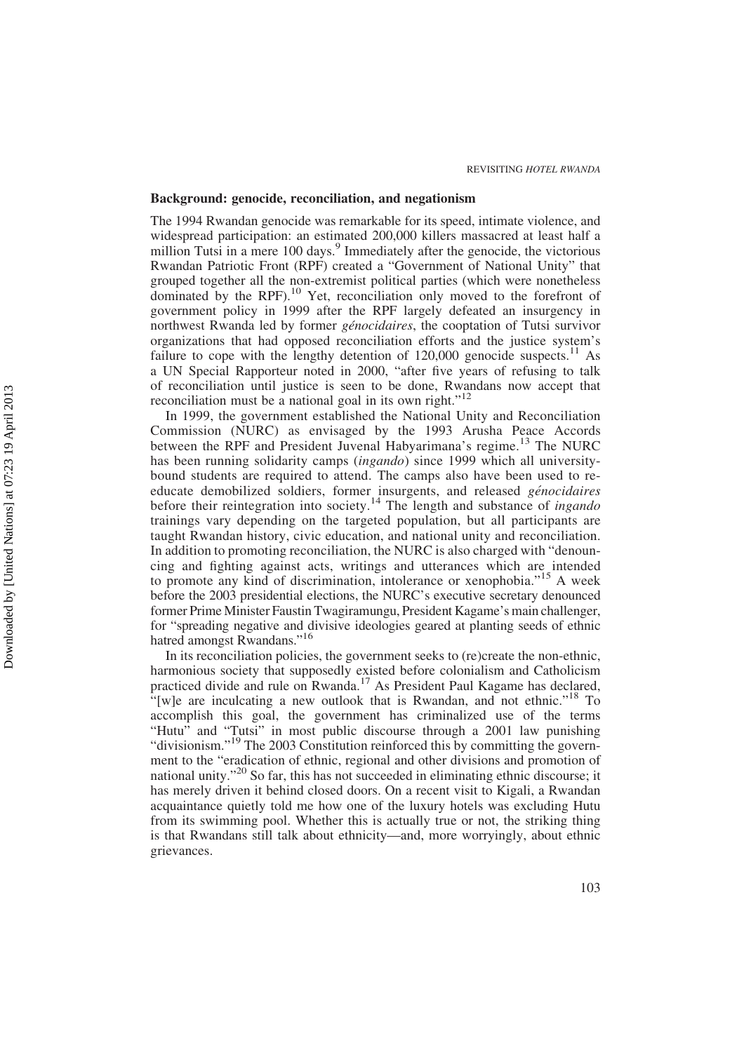## Background: genocide, reconciliation, and negationism

The 1994 Rwandan genocide was remarkable for its speed, intimate violence, and widespread participation: an estimated 200,000 killers massacred at least half a million Tutsi in a mere 100 days.[9] Immediately after the genocide, the victorious Rwandan Patriotic Front (RPF) created a "Government of National Unity" that grouped together all the non-extremist political parties (which were nonetheless dominated by the RPF).[10] Yet, reconciliation only moved to the forefront of government policy in 1999 after the RPF largely defeated an insurgency in northwest Rwanda led by former *génocidaires*, the cooptation of Tutsi survivor organizations that had opposed reconciliation efforts and the justice system's failure to cope with the lengthy detention of 120,000 genocide suspects.[11] As a UN Special Rapporteur noted in 2000, "after five years of refusing to talk of reconciliation until justice is seen to be done, Rwandans now accept that reconciliation must be a national goal in its own right."[12]

In 1999, the government established the National Unity and Reconciliation Commission (NURC) as envisaged by the 1993 Arusha Peace Accords between the RPF and President Juvenal Habyarimana's regime.[13] The NURC has been running solidarity camps (*ingando*) since 1999 which all university-bound students are required to attend. The camps also have been used to re-educate demobilized soldiers, former insurgents, and released *génocidaires* before their reintegration into society.[14] The length and substance of *ingando* trainings vary depending on the targeted population, but all participants are taught Rwandan history, civic education, and national unity and reconciliation. In addition to promoting reconciliation, the NURC is also charged with "denouncing and fighting against acts, writings and utterances which are intended to promote any kind of discrimination, intolerance or xenophobia."[15] A week before the 2003 presidential elections, the NURC's executive secretary denounced former Prime Minister Faustin Twagiramungu, President Kagame's main challenger, for "spreading negative and divisive ideologies geared at planting seeds of ethnic hatred amongst Rwandans."[16]

In its reconciliation policies, the government seeks to (re)create the non-ethnic, harmonious society that supposedly existed before colonialism and Catholicism practiced divide and rule on Rwanda.[17] As President Paul Kagame has declared, "[w]e are inculcating a new outlook that is Rwandan, and not ethnic."[18] To accomplish this goal, the government has criminalized use of the terms "Hutu" and "Tutsi" in most public discourse through a 2001 law punishing "divisionism."[19] The 2003 Constitution reinforced this by committing the government to the "eradication of ethnic, regional and other divisions and promotion of national unity."[20] So far, this has not succeeded in eliminating ethnic discourse; it has merely driven it behind closed doors. On a recent visit to Kigali, a Rwandan acquaintance quietly told me how one of the luxury hotels was excluding Hutu from its swimming pool. Whether this is actually true or not, the striking thing is that Rwandans still talk about ethnicity—and, more worryingly, about ethnic grievances.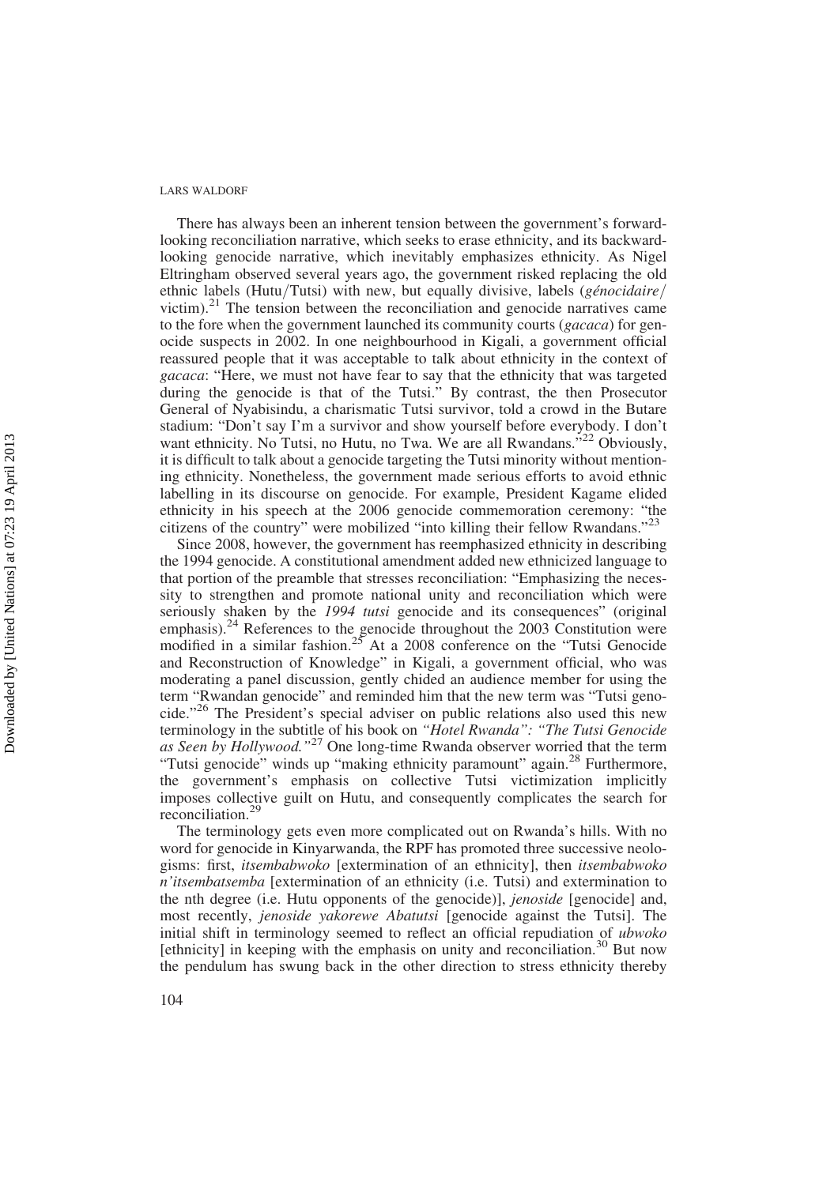There has always been an inherent tension between the government's forward-looking reconciliation narrative, which seeks to erase ethnicity, and its backward-looking genocide narrative, which inevitably emphasizes ethnicity. As Nigel Eltringham observed several years ago, the government risked replacing the old ethnic labels (Hutu/Tutsi) with new, but equally divisive, labels (*génocidaire*/victim).[21] The tension between the reconciliation and genocide narratives came to the fore when the government launched its community courts (*gacaca*) for genocide suspects in 2002. In one neighbourhood in Kigali, a government official reassured people that it was acceptable to talk about ethnicity in the context of *gacaca*: "Here, we must not have fear to say that the ethnicity that was targeted during the genocide is that of the Tutsi." By contrast, the then Prosecutor General of Nyabisindu, a charismatic Tutsi survivor, told a crowd in the Butare stadium: "Don't say I'm a survivor and show yourself before everybody. I don't want ethnicity. No Tutsi, no Hutu, no Twa. We are all Rwandans."[22] Obviously, it is difficult to talk about a genocide targeting the Tutsi minority without mentioning ethnicity. Nonetheless, the government made serious efforts to avoid ethnic labelling in its discourse on genocide. For example, President Kagame elided ethnicity in his speech at the 2006 genocide commemoration ceremony: "the citizens of the country" were mobilized "into killing their fellow Rwandans."[23]

Since 2008, however, the government has reemphasized ethnicity in describing the 1994 genocide. A constitutional amendment added new ethnicized language to that portion of the preamble that stresses reconciliation: "Emphasizing the necessity to strengthen and promote national unity and reconciliation which were seriously shaken by the *1994 tutsi* genocide and its consequences" (original emphasis).[24] References to the genocide throughout the 2003 Constitution were modified in a similar fashion.[25] At a 2008 conference on the "Tutsi Genocide and Reconstruction of Knowledge" in Kigali, a government official, who was moderating a panel discussion, gently chided an audience member for using the term "Rwandan genocide" and reminded him that the new term was "Tutsi genocide."[26] The President's special adviser on public relations also used this new terminology in the subtitle of his book on *"Hotel Rwanda": "The Tutsi Genocide as Seen by Hollywood."*[27] One long-time Rwanda observer worried that the term "Tutsi genocide" winds up "making ethnicity paramount" again.[28] Furthermore, the government's emphasis on collective Tutsi victimization implicitly imposes collective guilt on Hutu, and consequently complicates the search for reconciliation.[29]

The terminology gets even more complicated out on Rwanda's hills. With no word for genocide in Kinyarwanda, the RPF has promoted three successive neologisms: first, *itsembabwoko* [extermination of an ethnicity], then *itsembabwoko n'itsembatsemba* [extermination of an ethnicity (i.e. Tutsi) and extermination to the nth degree (i.e. Hutu opponents of the genocide)], *jenoside* [genocide] and, most recently, *jenoside yakorewe Abatutsi* [genocide against the Tutsi]. The initial shift in terminology seemed to reflect an official repudiation of *ubwoko* [ethnicity] in keeping with the emphasis on unity and reconciliation.[30] But now the pendulum has swung back in the other direction to stress ethnicity thereby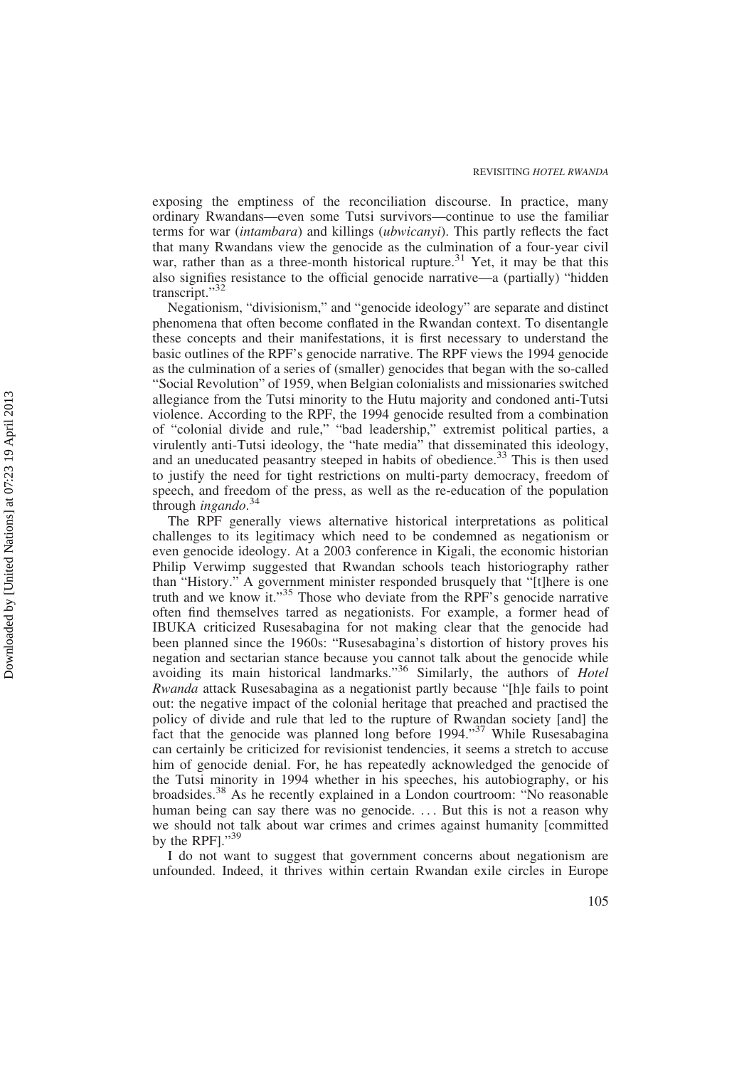exposing the emptiness of the reconciliation discourse. In practice, many ordinary Rwandans—even some Tutsi survivors—continue to use the familiar terms for war (*intambara*) and killings (*ubwicanyi*). This partly reflects the fact that many Rwandans view the genocide as the culmination of a four-year civil war, rather than as a three-month historical rupture.[31] Yet, it may be that this also signifies resistance to the official genocide narrative—a (partially) "hidden transcript."[32]

Negationism, "divisionism," and "genocide ideology" are separate and distinct phenomena that often become conflated in the Rwandan context. To disentangle these concepts and their manifestations, it is first necessary to understand the basic outlines of the RPF's genocide narrative. The RPF views the 1994 genocide as the culmination of a series of (smaller) genocides that began with the so-called "Social Revolution" of 1959, when Belgian colonialists and missionaries switched allegiance from the Tutsi minority to the Hutu majority and condoned anti-Tutsi violence. According to the RPF, the 1994 genocide resulted from a combination of "colonial divide and rule," "bad leadership," extremist political parties, a virulently anti-Tutsi ideology, the "hate media" that disseminated this ideology, and an uneducated peasantry steeped in habits of obedience.[33] This is then used to justify the need for tight restrictions on multi-party democracy, freedom of speech, and freedom of the press, as well as the re-education of the population through *ingando*.[34]

The RPF generally views alternative historical interpretations as political challenges to its legitimacy which need to be condemned as negationism or even genocide ideology. At a 2003 conference in Kigali, the economic historian Philip Verwimp suggested that Rwandan schools teach historiography rather than "History." A government minister responded brusquely that "[t]here is one truth and we know it."[35] Those who deviate from the RPF's genocide narrative often find themselves tarred as negationists. For example, a former head of IBUKA criticized Rusesabagina for not making clear that the genocide had been planned since the 1960s: "Rusesabagina's distortion of history proves his negation and sectarian stance because you cannot talk about the genocide while avoiding its main historical landmarks."[36] Similarly, the authors of *Hotel Rwanda* attack Rusesabagina as a negationist partly because "[h]e fails to point out: the negative impact of the colonial heritage that preached and practised the policy of divide and rule that led to the rupture of Rwandan society [and] the fact that the genocide was planned long before 1994."[37] While Rusesabagina can certainly be criticized for revisionist tendencies, it seems a stretch to accuse him of genocide denial. For, he has repeatedly acknowledged the genocide of the Tutsi minority in 1994 whether in his speeches, his autobiography, or his broadsides.[38] As he recently explained in a London courtroom: "No reasonable human being can say there was no genocide. ... But this is not a reason why we should not talk about war crimes and crimes against humanity [committed by the RPF]."[39]

I do not want to suggest that government concerns about negationism are unfounded. Indeed, it thrives within certain Rwandan exile circles in Europe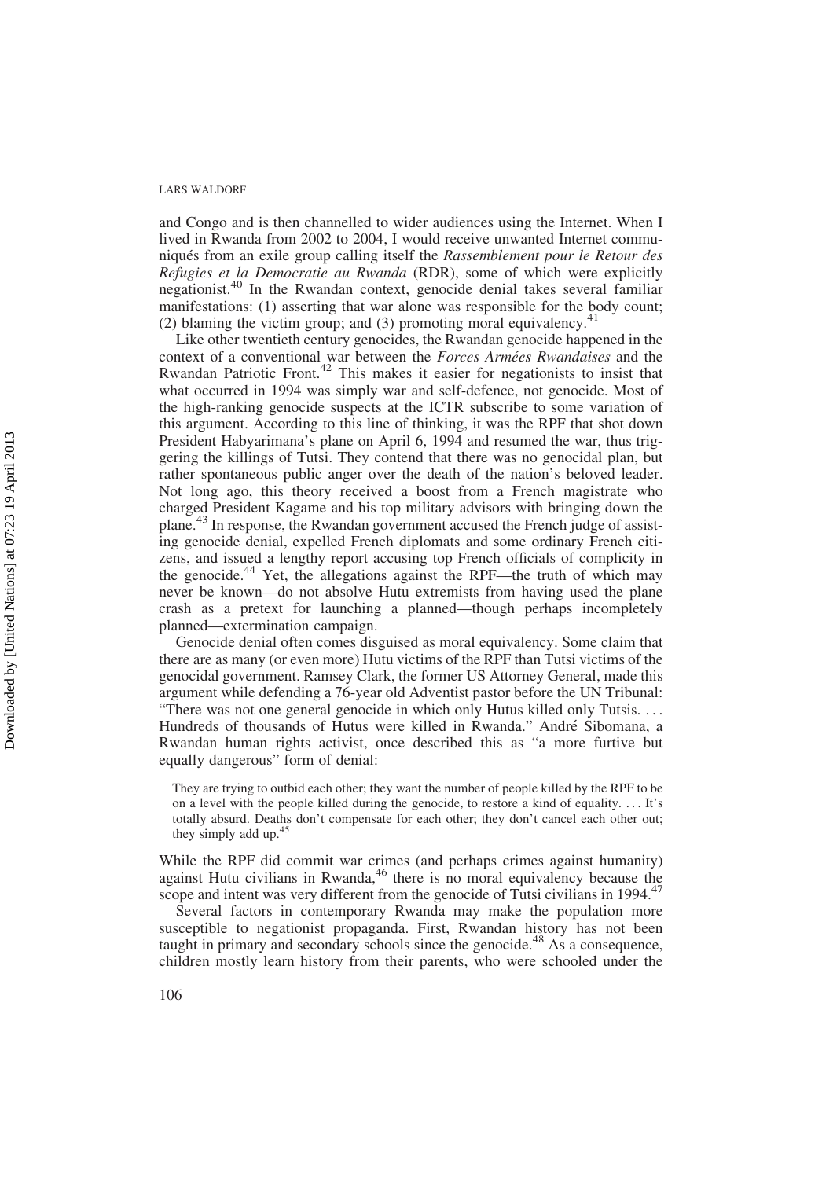and Congo and is then channelled to wider audiences using the Internet. When I lived in Rwanda from 2002 to 2004, I would receive unwanted Internet communiqués from an exile group calling itself the *Rassemblement pour le Retour des Refugies et la Democratie au Rwanda* (RDR), some of which were explicitly negationist.[40] In the Rwandan context, genocide denial takes several familiar manifestations: (1) asserting that war alone was responsible for the body count; (2) blaming the victim group; and (3) promoting moral equivalency.[41]

Like other twentieth century genocides, the Rwandan genocide happened in the context of a conventional war between the *Forces Armées Rwandaises* and the Rwandan Patriotic Front.[42] This makes it easier for negationists to insist that what occurred in 1994 was simply war and self-defence, not genocide. Most of the high-ranking genocide suspects at the ICTR subscribe to some variation of this argument. According to this line of thinking, it was the RPF that shot down President Habyarimana's plane on April 6, 1994 and resumed the war, thus triggering the killings of Tutsi. They contend that there was no genocidal plan, but rather spontaneous public anger over the death of the nation's beloved leader. Not long ago, this theory received a boost from a French magistrate who charged President Kagame and his top military advisors with bringing down the plane.[43] In response, the Rwandan government accused the French judge of assisting genocide denial, expelled French diplomats and some ordinary French citizens, and issued a lengthy report accusing top French officials of complicity in the genocide.[44] Yet, the allegations against the RPF—the truth of which may never be known—do not absolve Hutu extremists from having used the plane crash as a pretext for launching a planned—though perhaps incompletely planned—extermination campaign.

Genocide denial often comes disguised as moral equivalency. Some claim that there are as many (or even more) Hutu victims of the RPF than Tutsi victims of the genocidal government. Ramsey Clark, the former US Attorney General, made this argument while defending a 76-year old Adventist pastor before the UN Tribunal: "There was not one general genocide in which only Hutus killed only Tutsis. . . . Hundreds of thousands of Hutus were killed in Rwanda." André Sibomana, a Rwandan human rights activist, once described this as "a more furtive but equally dangerous" form of denial:

> They are trying to outbid each other; they want the number of people killed by the RPF to be on a level with the people killed during the genocide, to restore a kind of equality. . . . It's totally absurd. Deaths don't compensate for each other; they don't cancel each other out; they simply add up.[45]

While the RPF did commit war crimes (and perhaps crimes against humanity) against Hutu civilians in Rwanda,[46] there is no moral equivalency because the scope and intent was very different from the genocide of Tutsi civilians in 1994.[47]

Several factors in contemporary Rwanda may make the population more susceptible to negationist propaganda. First, Rwandan history has not been taught in primary and secondary schools since the genocide.[48] As a consequence, children mostly learn history from their parents, who were schooled under the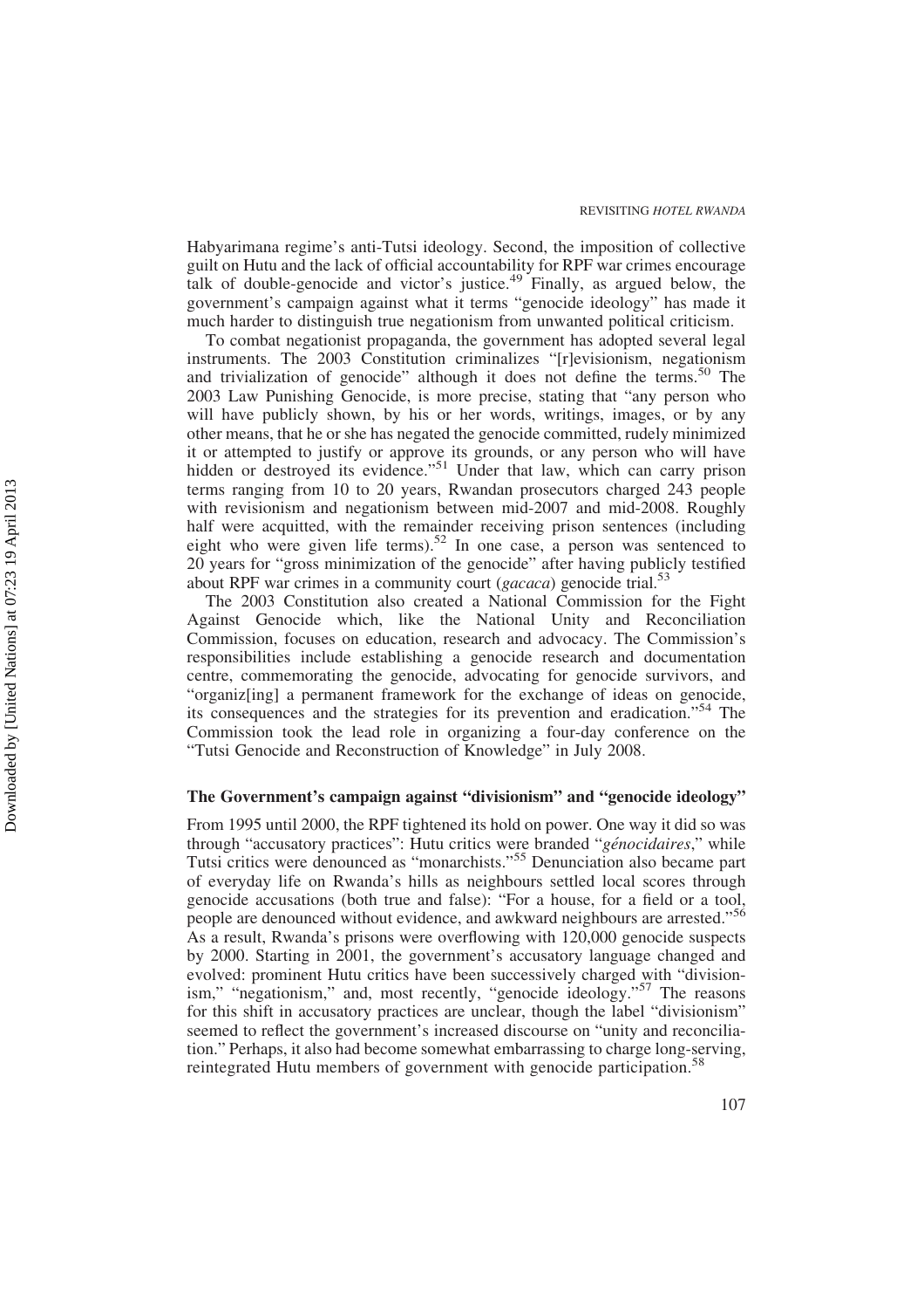Habyarimana regime's anti-Tutsi ideology. Second, the imposition of collective guilt on Hutu and the lack of official accountability for RPF war crimes encourage talk of double-genocide and victor's justice.[49] Finally, as argued below, the government's campaign against what it terms "genocide ideology" has made it much harder to distinguish true negationism from unwanted political criticism.

To combat negationist propaganda, the government has adopted several legal instruments. The 2003 Constitution criminalizes "[r]evisionism, negationism and trivialization of genocide" although it does not define the terms.[50] The 2003 Law Punishing Genocide, is more precise, stating that "any person who will have publicly shown, by his or her words, writings, images, or by any other means, that he or she has negated the genocide committed, rudely minimized it or attempted to justify or approve its grounds, or any person who will have hidden or destroyed its evidence."[51] Under that law, which can carry prison terms ranging from 10 to 20 years, Rwandan prosecutors charged 243 people with revisionism and negationism between mid-2007 and mid-2008. Roughly half were acquitted, with the remainder receiving prison sentences (including eight who were given life terms).[52] In one case, a person was sentenced to 20 years for "gross minimization of the genocide" after having publicly testified about RPF war crimes in a community court (*gacaca*) genocide trial.[53]

The 2003 Constitution also created a National Commission for the Fight Against Genocide which, like the National Unity and Reconciliation Commission, focuses on education, research and advocacy. The Commission's responsibilities include establishing a genocide research and documentation centre, commemorating the genocide, advocating for genocide survivors, and "organiz[ing] a permanent framework for the exchange of ideas on genocide, its consequences and the strategies for its prevention and eradication."[54] The Commission took the lead role in organizing a four-day conference on the "Tutsi Genocide and Reconstruction of Knowledge" in July 2008.

## The Government's campaign against "divisionism" and "genocide ideology"

From 1995 until 2000, the RPF tightened its hold on power. One way it did so was through "accusatory practices": Hutu critics were branded "*génocidaires*," while Tutsi critics were denounced as "monarchists."[55] Denunciation also became part of everyday life on Rwanda's hills as neighbours settled local scores through genocide accusations (both true and false): "For a house, for a field or a tool, people are denounced without evidence, and awkward neighbours are arrested."[56] As a result, Rwanda's prisons were overflowing with 120,000 genocide suspects by 2000. Starting in 2001, the government's accusatory language changed and evolved: prominent Hutu critics have been successively charged with "divisionism," "negationism," and, most recently, "genocide ideology."[57] The reasons for this shift in accusatory practices are unclear, though the label "divisionism" seemed to reflect the government's increased discourse on "unity and reconciliation." Perhaps, it also had become somewhat embarrassing to charge long-serving, reintegrated Hutu members of government with genocide participation.[58]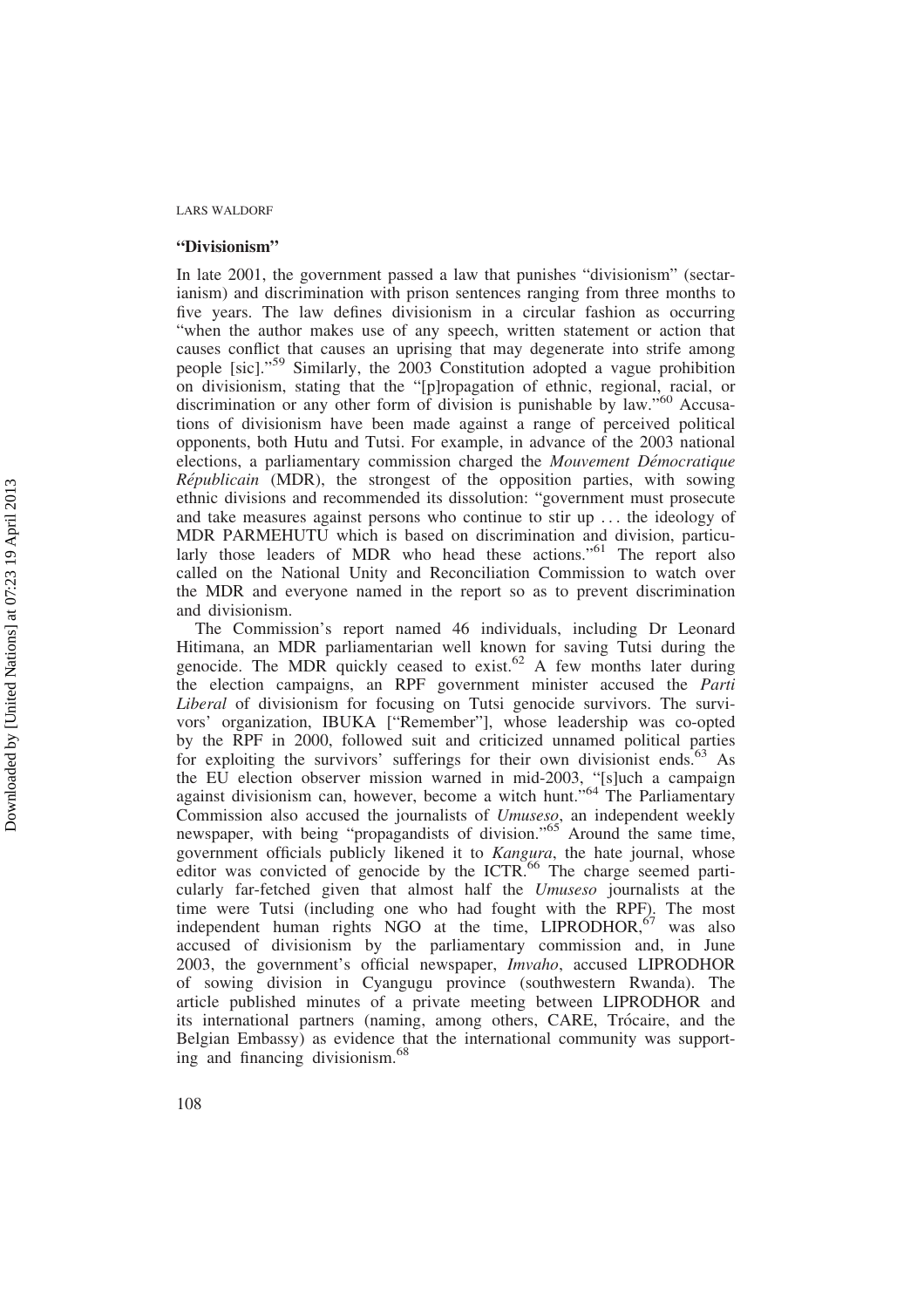## "Divisionism"

In late 2001, the government passed a law that punishes "divisionism" (sectarianism) and discrimination with prison sentences ranging from three months to five years. The law defines divisionism in a circular fashion as occurring "when the author makes use of any speech, written statement or action that causes conflict that causes an uprising that may degenerate into strife among people [sic]."[59] Similarly, the 2003 Constitution adopted a vague prohibition on divisionism, stating that the "[p]ropagation of ethnic, regional, racial, or discrimination or any other form of division is punishable by law."[60] Accusations of divisionism have been made against a range of perceived political opponents, both Hutu and Tutsi. For example, in advance of the 2003 national elections, a parliamentary commission charged the *Mouvement Démocratique Républicain* (MDR), the strongest of the opposition parties, with sowing ethnic divisions and recommended its dissolution: "government must prosecute and take measures against persons who continue to stir up . . . the ideology of MDR PARMEHUTU which is based on discrimination and division, particularly those leaders of MDR who head these actions."[61] The report also called on the National Unity and Reconciliation Commission to watch over the MDR and everyone named in the report so as to prevent discrimination and divisionism.

The Commission's report named 46 individuals, including Dr Leonard Hitimana, an MDR parliamentarian well known for saving Tutsi during the genocide. The MDR quickly ceased to exist.[62] A few months later during the election campaigns, an RPF government minister accused the *Parti Liberal* of divisionism for focusing on Tutsi genocide survivors. The survivors' organization, IBUKA ["Remember"], whose leadership was co-opted by the RPF in 2000, followed suit and criticized unnamed political parties for exploiting the survivors' sufferings for their own divisionist ends.[63] As the EU election observer mission warned in mid-2003, "[s]uch a campaign against divisionism can, however, become a witch hunt."[64] The Parliamentary Commission also accused the journalists of *Umuseso*, an independent weekly newspaper, with being "propagandists of division."[65] Around the same time, government officials publicly likened it to *Kangura*, the hate journal, whose editor was convicted of genocide by the ICTR.[66] The charge seemed particularly far-fetched given that almost half the *Umuseso* journalists at the time were Tutsi (including one who had fought with the RPF). The most independent human rights NGO at the time, LIPRODHOR,[67] was also accused of divisionism by the parliamentary commission and, in June 2003, the government's official newspaper, *Imvaho*, accused LIPRODHOR of sowing division in Cyangugu province (southwestern Rwanda). The article published minutes of a private meeting between LIPRODHOR and its international partners (naming, among others, CARE, Trócaire, and the Belgian Embassy) as evidence that the international community was supporting and financing divisionism.[68]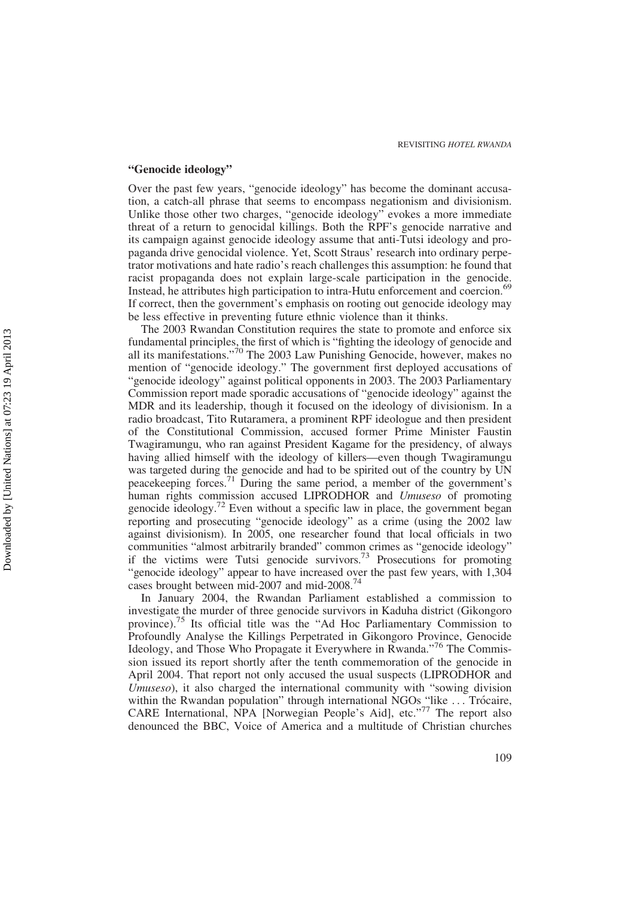## "Genocide ideology"

Over the past few years, "genocide ideology" has become the dominant accusation, a catch-all phrase that seems to encompass negationism and divisionism. Unlike those other two charges, "genocide ideology" evokes a more immediate threat of a return to genocidal killings. Both the RPF's genocide narrative and its campaign against genocide ideology assume that anti-Tutsi ideology and propaganda drive genocidal violence. Yet, Scott Straus' research into ordinary perpetrator motivations and hate radio's reach challenges this assumption: he found that racist propaganda does not explain large-scale participation in the genocide. Instead, he attributes high participation to intra-Hutu enforcement and coercion.[69] If correct, then the government's emphasis on rooting out genocide ideology may be less effective in preventing future ethnic violence than it thinks.

The 2003 Rwandan Constitution requires the state to promote and enforce six fundamental principles, the first of which is "fighting the ideology of genocide and all its manifestations."[70] The 2003 Law Punishing Genocide, however, makes no mention of "genocide ideology." The government first deployed accusations of "genocide ideology" against political opponents in 2003. The 2003 Parliamentary Commission report made sporadic accusations of "genocide ideology" against the MDR and its leadership, though it focused on the ideology of divisionism. In a radio broadcast, Tito Rutaramera, a prominent RPF ideologue and then president of the Constitutional Commission, accused former Prime Minister Faustin Twagiramungu, who ran against President Kagame for the presidency, of always having allied himself with the ideology of killers—even though Twagiramungu was targeted during the genocide and had to be spirited out of the country by UN peacekeeping forces.[71] During the same period, a member of the government's human rights commission accused LIPRODHOR and *Umuseso* of promoting genocide ideology.[72] Even without a specific law in place, the government began reporting and prosecuting "genocide ideology" as a crime (using the 2002 law against divisionism). In 2005, one researcher found that local officials in two communities "almost arbitrarily branded" common crimes as "genocide ideology" if the victims were Tutsi genocide survivors.[73] Prosecutions for promoting "genocide ideology" appear to have increased over the past few years, with 1,304 cases brought between mid-2007 and mid-2008.[74]

In January 2004, the Rwandan Parliament established a commission to investigate the murder of three genocide survivors in Kaduha district (Gikongoro province).[75] Its official title was the "Ad Hoc Parliamentary Commission to Profoundly Analyse the Killings Perpetrated in Gikongoro Province, Genocide Ideology, and Those Who Propagate it Everywhere in Rwanda."[76] The Commission issued its report shortly after the tenth commemoration of the genocide in April 2004. That report not only accused the usual suspects (LIPRODHOR and *Umuseso*), it also charged the international community with "sowing division within the Rwandan population" through international NGOs "like … Trócaire, CARE International, NPA [Norwegian People's Aid], etc."[77] The report also denounced the BBC, Voice of America and a multitude of Christian churches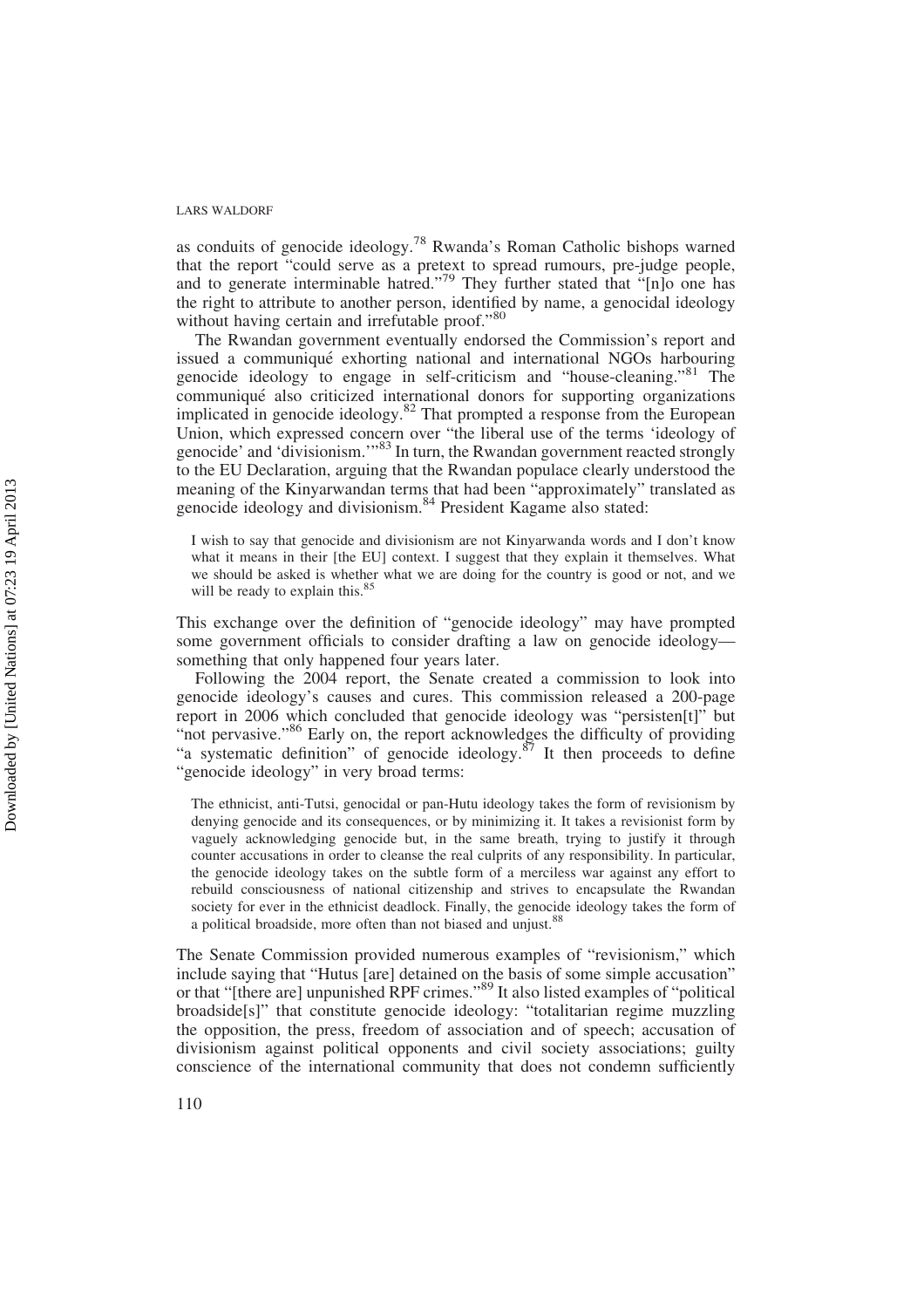as conduits of genocide ideology.[78] Rwanda's Roman Catholic bishops warned that the report "could serve as a pretext to spread rumours, pre-judge people, and to generate interminable hatred."[79] They further stated that "[n]o one has the right to attribute to another person, identified by name, a genocidal ideology without having certain and irrefutable proof."[80]

The Rwandan government eventually endorsed the Commission's report and issued a communiqué exhorting national and international NGOs harbouring genocide ideology to engage in self-criticism and "house-cleaning."[81] The communiqué also criticized international donors for supporting organizations implicated in genocide ideology.[82] That prompted a response from the European Union, which expressed concern over "the liberal use of the terms 'ideology of genocide' and 'divisionism.'"[83] In turn, the Rwandan government reacted strongly to the EU Declaration, arguing that the Rwandan populace clearly understood the meaning of the Kinyarwandan terms that had been "approximately" translated as genocide ideology and divisionism.[84] President Kagame also stated:

> I wish to say that genocide and divisionism are not Kinyarwanda words and I don't know what it means in their [the EU] context. I suggest that they explain it themselves. What we should be asked is whether what we are doing for the country is good or not, and we will be ready to explain this.[85]

This exchange over the definition of "genocide ideology" may have prompted some government officials to consider drafting a law on genocide ideology—something that only happened four years later.

Following the 2004 report, the Senate created a commission to look into genocide ideology's causes and cures. This commission released a 200-page report in 2006 which concluded that genocide ideology was "persisten[t]" but "not pervasive."[86] Early on, the report acknowledges the difficulty of providing "a systematic definition" of genocide ideology.[87] It then proceeds to define "genocide ideology" in very broad terms:

> The ethnicist, anti-Tutsi, genocidal or pan-Hutu ideology takes the form of revisionism by denying genocide and its consequences, or by minimizing it. It takes a revisionist form by vaguely acknowledging genocide but, in the same breath, trying to justify it through counter accusations in order to cleanse the real culprits of any responsibility. In particular, the genocide ideology takes on the subtle form of a merciless war against any effort to rebuild consciousness of national citizenship and strives to encapsulate the Rwandan society for ever in the ethnicist deadlock. Finally, the genocide ideology takes the form of a political broadside, more often than not biased and unjust.[88]

The Senate Commission provided numerous examples of "revisionism," which include saying that "Hutus [are] detained on the basis of some simple accusation" or that "[there are] unpunished RPF crimes."[89] It also listed examples of "political broadside[s]" that constitute genocide ideology: "totalitarian regime muzzling the opposition, the press, freedom of association and of speech; accusation of divisionism against political opponents and civil society associations; guilty conscience of the international community that does not condemn sufficiently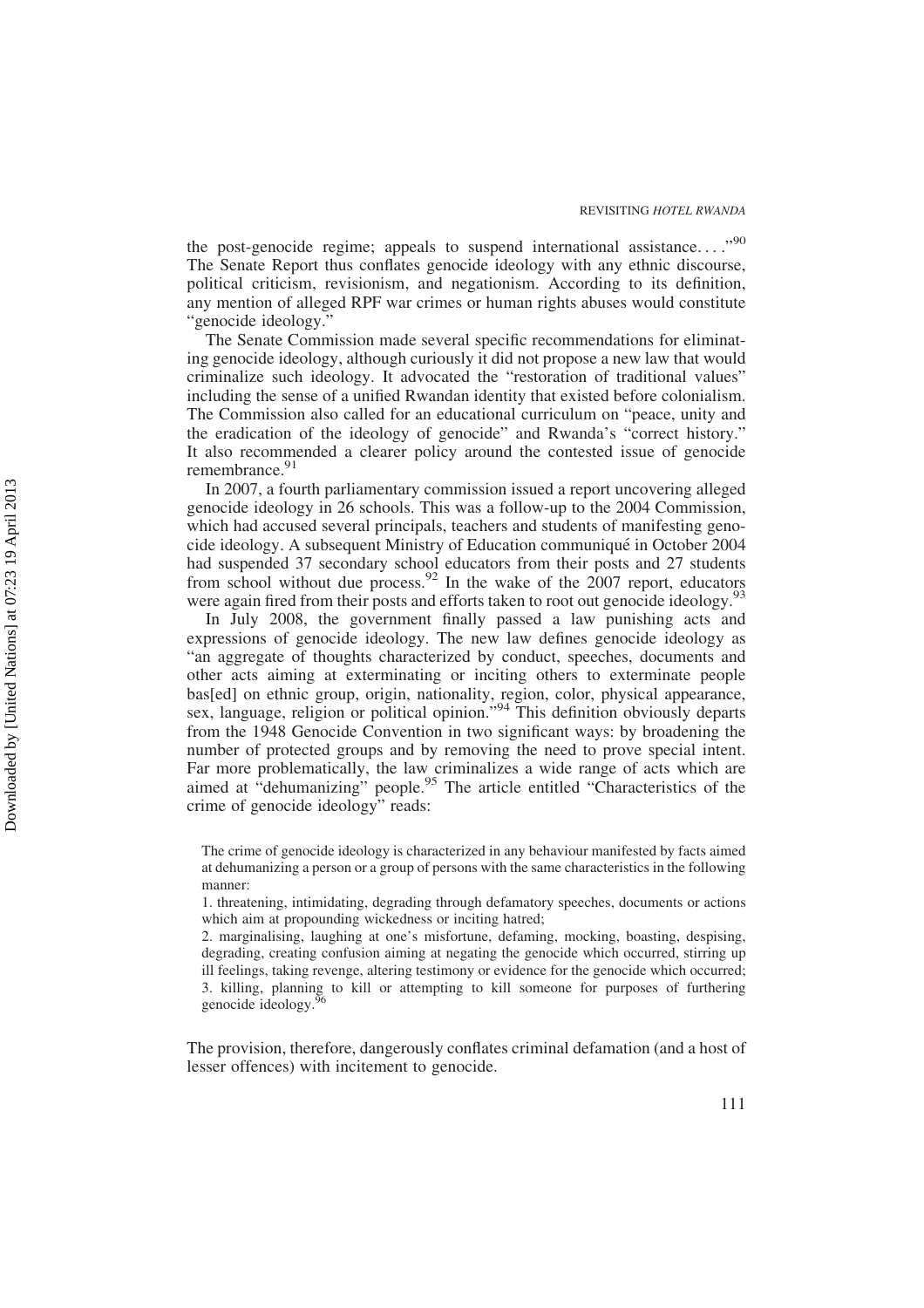the post-genocide regime; appeals to suspend international assistance. . . ."[90] The Senate Report thus conflates genocide ideology with any ethnic discourse, political criticism, revisionism, and negationism. According to its definition, any mention of alleged RPF war crimes or human rights abuses would constitute "genocide ideology."

The Senate Commission made several specific recommendations for eliminating genocide ideology, although curiously it did not propose a new law that would criminalize such ideology. It advocated the "restoration of traditional values" including the sense of a unified Rwandan identity that existed before colonialism. The Commission also called for an educational curriculum on "peace, unity and the eradication of the ideology of genocide" and Rwanda's "correct history." It also recommended a clearer policy around the contested issue of genocide remembrance.[91]

In 2007, a fourth parliamentary commission issued a report uncovering alleged genocide ideology in 26 schools. This was a follow-up to the 2004 Commission, which had accused several principals, teachers and students of manifesting genocide ideology. A subsequent Ministry of Education communiqué in October 2004 had suspended 37 secondary school educators from their posts and 27 students from school without due process.[92] In the wake of the 2007 report, educators were again fired from their posts and efforts taken to root out genocide ideology.[93]

In July 2008, the government finally passed a law punishing acts and expressions of genocide ideology. The new law defines genocide ideology as "an aggregate of thoughts characterized by conduct, speeches, documents and other acts aiming at exterminating or inciting others to exterminate people bas[ed] on ethnic group, origin, nationality, region, color, physical appearance, sex, language, religion or political opinion."[94] This definition obviously departs from the 1948 Genocide Convention in two significant ways: by broadening the number of protected groups and by removing the need to prove special intent. Far more problematically, the law criminalizes a wide range of acts which are aimed at "dehumanizing" people.[95] The article entitled "Characteristics of the crime of genocide ideology" reads:

> The crime of genocide ideology is characterized in any behaviour manifested by facts aimed at dehumanizing a person or a group of persons with the same characteristics in the following manner:
>
> 1. threatening, intimidating, degrading through defamatory speeches, documents or actions which aim at propounding wickedness or inciting hatred;
> 2. marginalising, laughing at one's misfortune, defaming, mocking, boasting, despising, degrading, creating confusion aiming at negating the genocide which occurred, stirring up ill feelings, taking revenge, altering testimony or evidence for the genocide which occurred;
> 3. killing, planning to kill or attempting to kill someone for purposes of furthering genocide ideology.[96]

The provision, therefore, dangerously conflates criminal defamation (and a host of lesser offences) with incitement to genocide.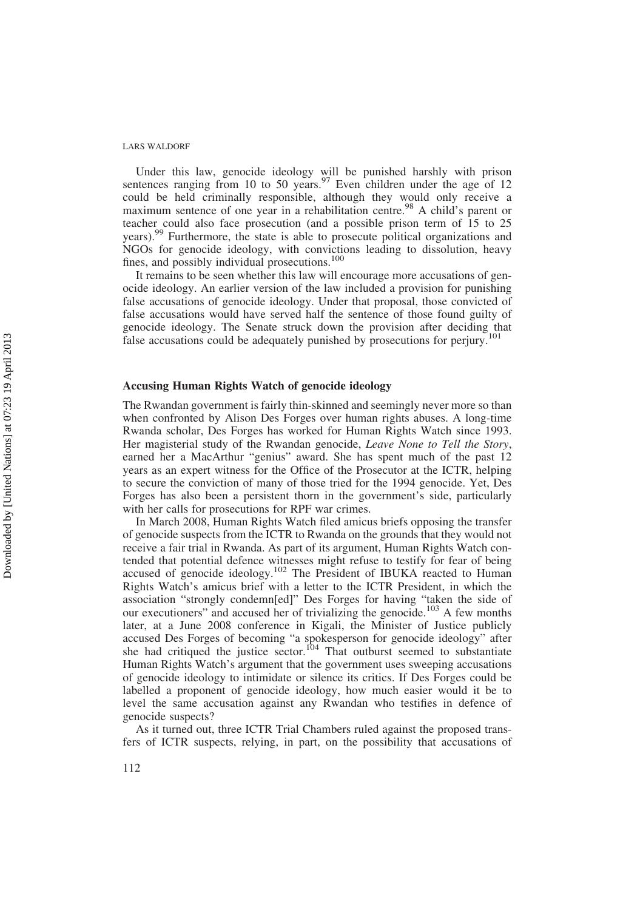Under this law, genocide ideology will be punished harshly with prison sentences ranging from 10 to 50 years.[97] Even children under the age of 12 could be held criminally responsible, although they would only receive a maximum sentence of one year in a rehabilitation centre.[98] A child's parent or teacher could also face prosecution (and a possible prison term of 15 to 25 years).[99] Furthermore, the state is able to prosecute political organizations and NGOs for genocide ideology, with convictions leading to dissolution, heavy fines, and possibly individual prosecutions.[100]

It remains to be seen whether this law will encourage more accusations of genocide ideology. An earlier version of the law included a provision for punishing false accusations of genocide ideology. Under that proposal, those convicted of false accusations would have served half the sentence of those found guilty of genocide ideology. The Senate struck down the provision after deciding that false accusations could be adequately punished by prosecutions for perjury.[101]

### Accusing Human Rights Watch of genocide ideology

The Rwandan government is fairly thin-skinned and seemingly never more so than when confronted by Alison Des Forges over human rights abuses. A long-time Rwanda scholar, Des Forges has worked for Human Rights Watch since 1993. Her magisterial study of the Rwandan genocide, *Leave None to Tell the Story*, earned her a MacArthur "genius" award. She has spent much of the past 12 years as an expert witness for the Office of the Prosecutor at the ICTR, helping to secure the conviction of many of those tried for the 1994 genocide. Yet, Des Forges has also been a persistent thorn in the government's side, particularly with her calls for prosecutions for RPF war crimes.

In March 2008, Human Rights Watch filed amicus briefs opposing the transfer of genocide suspects from the ICTR to Rwanda on the grounds that they would not receive a fair trial in Rwanda. As part of its argument, Human Rights Watch contended that potential defence witnesses might refuse to testify for fear of being accused of genocide ideology.[102] The President of IBUKA reacted to Human Rights Watch's amicus brief with a letter to the ICTR President, in which the association "strongly condemn[ed]" Des Forges for having "taken the side of our executioners" and accused her of trivializing the genocide.[103] A few months later, at a June 2008 conference in Kigali, the Minister of Justice publicly accused Des Forges of becoming "a spokesperson for genocide ideology" after she had critiqued the justice sector.[104] That outburst seemed to substantiate Human Rights Watch's argument that the government uses sweeping accusations of genocide ideology to intimidate or silence its critics. If Des Forges could be labelled a proponent of genocide ideology, how much easier would it be to level the same accusation against any Rwandan who testifies in defence of genocide suspects?

As it turned out, three ICTR Trial Chambers ruled against the proposed transfers of ICTR suspects, relying, in part, on the possibility that accusations of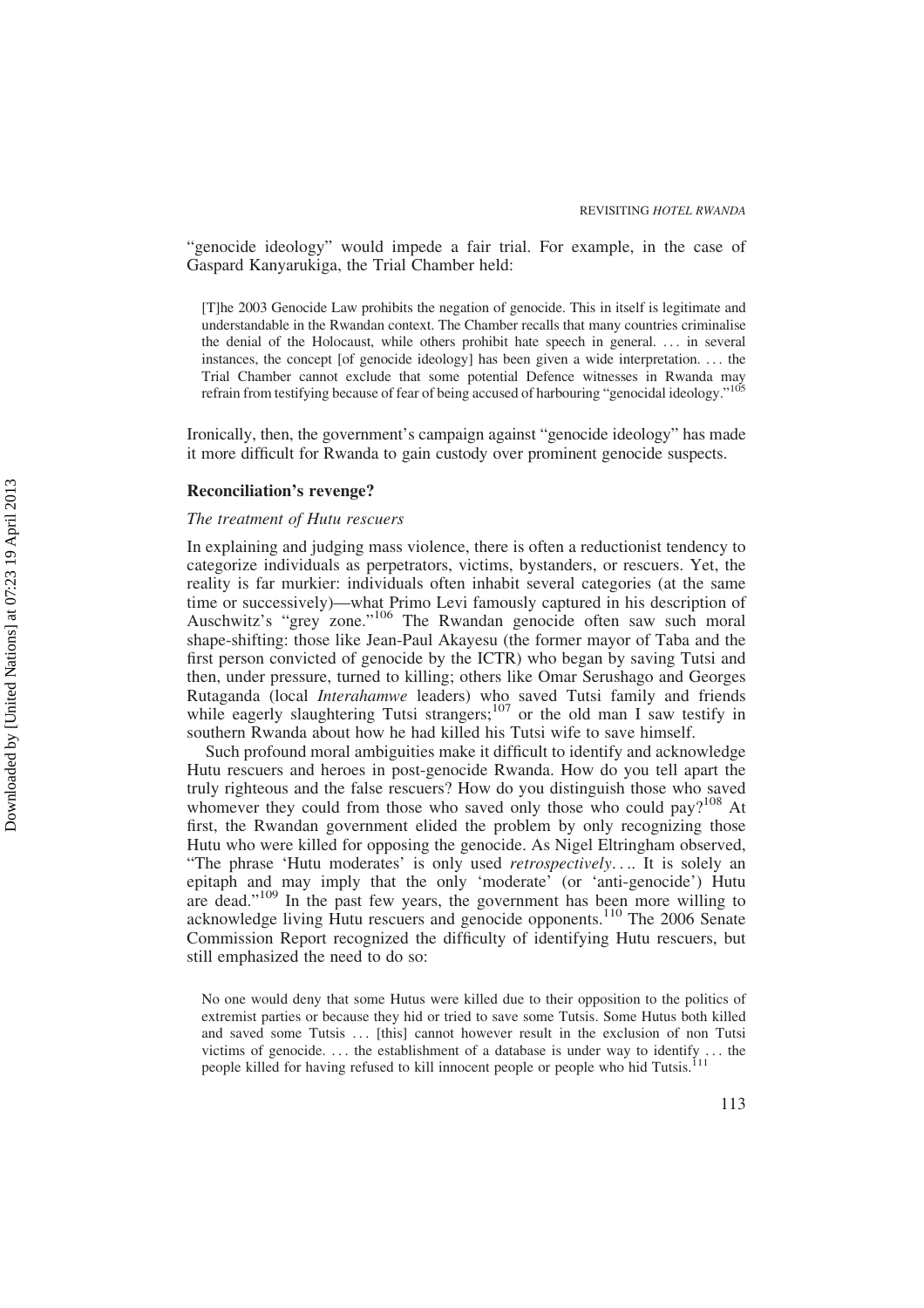"genocide ideology" would impede a fair trial. For example, in the case of Gaspard Kanyarukiga, the Trial Chamber held:

> [T]he 2003 Genocide Law prohibits the negation of genocide. This in itself is legitimate and understandable in the Rwandan context. The Chamber recalls that many countries criminalise the denial of the Holocaust, while others prohibit hate speech in general. … in several instances, the concept [of genocide ideology] has been given a wide interpretation. … the Trial Chamber cannot exclude that some potential Defence witnesses in Rwanda may refrain from testifying because of fear of being accused of harbouring "genocidal ideology."[105]

Ironically, then, the government's campaign against "genocide ideology" has made it more difficult for Rwanda to gain custody over prominent genocide suspects.

## Reconciliation's revenge?

### *The treatment of Hutu rescuers*

In explaining and judging mass violence, there is often a reductionist tendency to categorize individuals as perpetrators, victims, bystanders, or rescuers. Yet, the reality is far murkier: individuals often inhabit several categories (at the same time or successively)—what Primo Levi famously captured in his description of Auschwitz's "grey zone."[106] The Rwandan genocide often saw such moral shape-shifting: those like Jean-Paul Akayesu (the former mayor of Taba and the first person convicted of genocide by the ICTR) who began by saving Tutsi and then, under pressure, turned to killing; others like Omar Serushago and Georges Rutaganda (local *Interahamwe* leaders) who saved Tutsi family and friends while eagerly slaughtering Tutsi strangers;[107] or the old man I saw testify in southern Rwanda about how he had killed his Tutsi wife to save himself.

Such profound moral ambiguities make it difficult to identify and acknowledge Hutu rescuers and heroes in post-genocide Rwanda. How do you tell apart the truly righteous and the false rescuers? How do you distinguish those who saved whomever they could from those who saved only those who could pay?[108] At first, the Rwandan government elided the problem by only recognizing those Hutu who were killed for opposing the genocide. As Nigel Eltringham observed, "The phrase 'Hutu moderates' is only used *retrospectively*…. It is solely an epitaph and may imply that the only 'moderate' (or 'anti-genocide') Hutu are dead."[109] In the past few years, the government has been more willing to acknowledge living Hutu rescuers and genocide opponents.[110] The 2006 Senate Commission Report recognized the difficulty of identifying Hutu rescuers, but still emphasized the need to do so:

> No one would deny that some Hutus were killed due to their opposition to the politics of extremist parties or because they hid or tried to save some Tutsis. Some Hutus both killed and saved some Tutsis … [this] cannot however result in the exclusion of non Tutsi victims of genocide. … the establishment of a database is under way to identify … the people killed for having refused to kill innocent people or people who hid Tutsis.[111]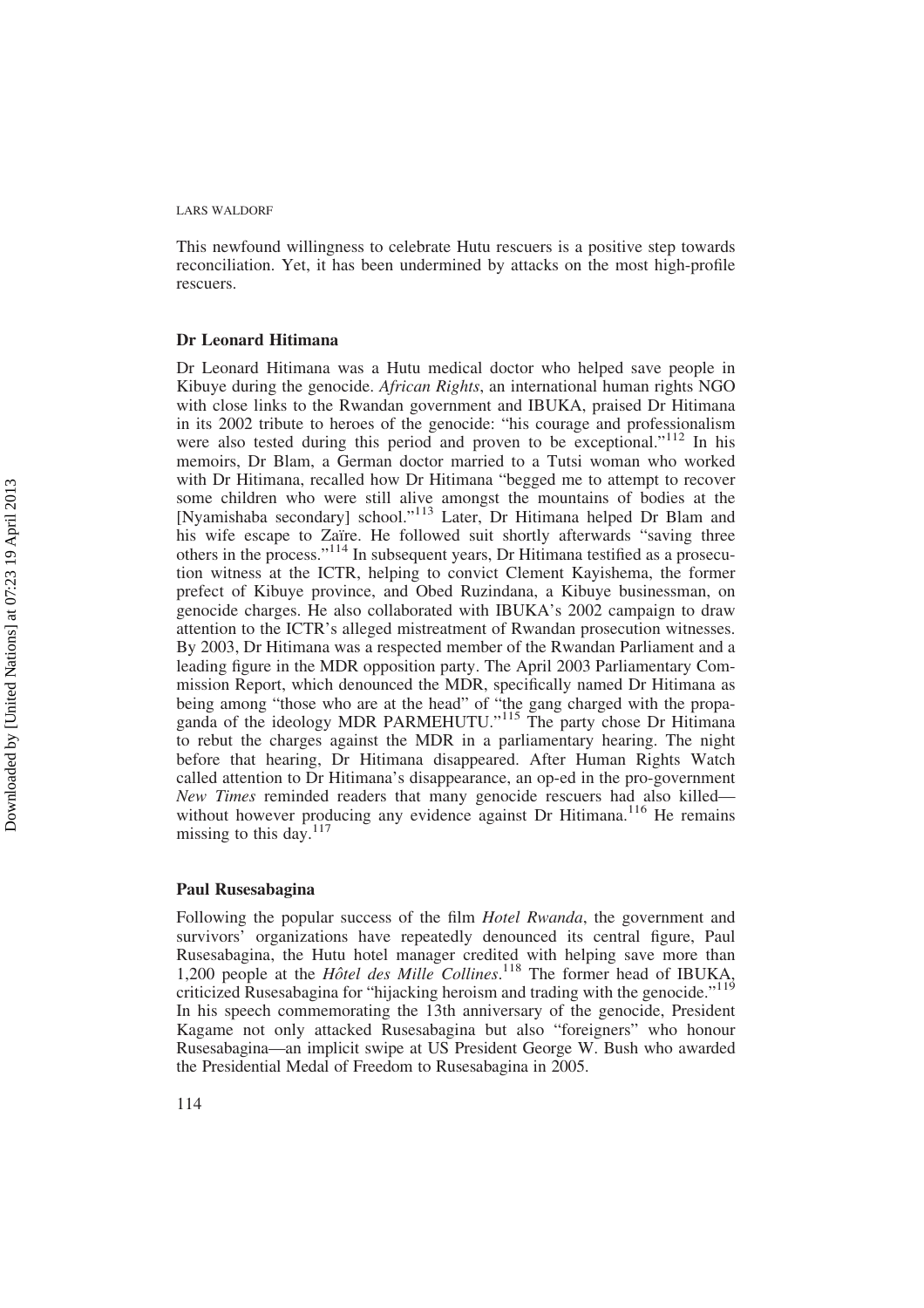This newfound willingness to celebrate Hutu rescuers is a positive step towards reconciliation. Yet, it has been undermined by attacks on the most high-profile rescuers.

### Dr Leonard Hitimana

Dr Leonard Hitimana was a Hutu medical doctor who helped save people in Kibuye during the genocide. *African Rights*, an international human rights NGO with close links to the Rwandan government and IBUKA, praised Dr Hitimana in its 2002 tribute to heroes of the genocide: "his courage and professionalism were also tested during this period and proven to be exceptional."[112] In his memoirs, Dr Blam, a German doctor married to a Tutsi woman who worked with Dr Hitimana, recalled how Dr Hitimana "begged me to attempt to recover some children who were still alive amongst the mountains of bodies at the [Nyamishaba secondary] school."[113] Later, Dr Hitimana helped Dr Blam and his wife escape to Zaïre. He followed suit shortly afterwards "saving three others in the process."[114] In subsequent years, Dr Hitimana testified as a prosecution witness at the ICTR, helping to convict Clement Kayishema, the former prefect of Kibuye province, and Obed Ruzindana, a Kibuye businessman, on genocide charges. He also collaborated with IBUKA's 2002 campaign to draw attention to the ICTR's alleged mistreatment of Rwandan prosecution witnesses. By 2003, Dr Hitimana was a respected member of the Rwandan Parliament and a leading figure in the MDR opposition party. The April 2003 Parliamentary Commission Report, which denounced the MDR, specifically named Dr Hitimana as being among "those who are at the head" of "the gang charged with the propaganda of the ideology MDR PARMEHUTU."[115] The party chose Dr Hitimana to rebut the charges against the MDR in a parliamentary hearing. The night before that hearing, Dr Hitimana disappeared. After Human Rights Watch called attention to Dr Hitimana's disappearance, an op-ed in the pro-government *New Times* reminded readers that many genocide rescuers had also killed—without however producing any evidence against Dr Hitimana.[116] He remains missing to this day.[117]

### Paul Rusesabagina

Following the popular success of the film *Hotel Rwanda*, the government and survivors' organizations have repeatedly denounced its central figure, Paul Rusesabagina, the Hutu hotel manager credited with helping save more than 1,200 people at the *Hôtel des Mille Collines*.[118] The former head of IBUKA, criticized Rusesabagina for "hijacking heroism and trading with the genocide."[119] In his speech commemorating the 13th anniversary of the genocide, President Kagame not only attacked Rusesabagina but also "foreigners" who honour Rusesabagina—an implicit swipe at US President George W. Bush who awarded the Presidential Medal of Freedom to Rusesabagina in 2005.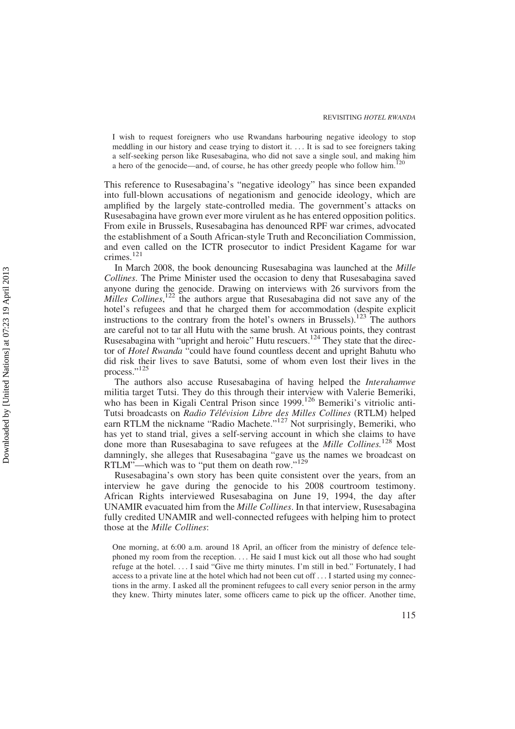> I wish to request foreigners who use Rwandans harbouring negative ideology to stop meddling in our history and cease trying to distort it. … It is sad to see foreigners taking a self-seeking person like Rusesabagina, who did not save a single soul, and making him a hero of the genocide—and, of course, he has other greedy people who follow him.[120]

This reference to Rusesabagina's "negative ideology" has since been expanded into full-blown accusations of negationism and genocide ideology, which are amplified by the largely state-controlled media. The government's attacks on Rusesabagina have grown ever more virulent as he has entered opposition politics. From exile in Brussels, Rusesabagina has denounced RPF war crimes, advocated the establishment of a South African-style Truth and Reconciliation Commission, and even called on the ICTR prosecutor to indict President Kagame for war crimes.[121]

In March 2008, the book denouncing Rusesabagina was launched at the *Mille Collines*. The Prime Minister used the occasion to deny that Rusesabagina saved anyone during the genocide. Drawing on interviews with 26 survivors from the *Milles Collines*,[122] the authors argue that Rusesabagina did not save any of the hotel's refugees and that he charged them for accommodation (despite explicit instructions to the contrary from the hotel's owners in Brussels).[123] The authors are careful not to tar all Hutu with the same brush. At various points, they contrast Rusesabagina with "upright and heroic" Hutu rescuers.[124] They state that the director of *Hotel Rwanda* "could have found countless decent and upright Bahutu who did risk their lives to save Batutsi, some of whom even lost their lives in the process."[125]

The authors also accuse Rusesabagina of having helped the *Interahamwe* militia target Tutsi. They do this through their interview with Valerie Bemeriki, who has been in Kigali Central Prison since 1999.[126] Bemeriki's vitriolic anti-Tutsi broadcasts on *Radio Télévision Libre des Milles Collines* (RTLM) helped earn RTLM the nickname "Radio Machete."[127] Not surprisingly, Bemeriki, who has yet to stand trial, gives a self-serving account in which she claims to have done more than Rusesabagina to save refugees at the *Mille Collines.*[128] Most damningly, she alleges that Rusesabagina "gave us the names we broadcast on RTLM"—which was to "put them on death row."[129]

Rusesabagina's own story has been quite consistent over the years, from an interview he gave during the genocide to his 2008 courtroom testimony. African Rights interviewed Rusesabagina on June 19, 1994, the day after UNAMIR evacuated him from the *Mille Collines*. In that interview, Rusesabagina fully credited UNAMIR and well-connected refugees with helping him to protect those at the *Mille Collines*:

> One morning, at 6:00 a.m. around 18 April, an officer from the ministry of defence telephoned my room from the reception. … He said I must kick out all those who had sought refuge at the hotel. … I said "Give me thirty minutes. I'm still in bed." Fortunately, I had access to a private line at the hotel which had not been cut off … I started using my connections in the army. I asked all the prominent refugees to call every senior person in the army they knew. Thirty minutes later, some officers came to pick up the officer. Another time,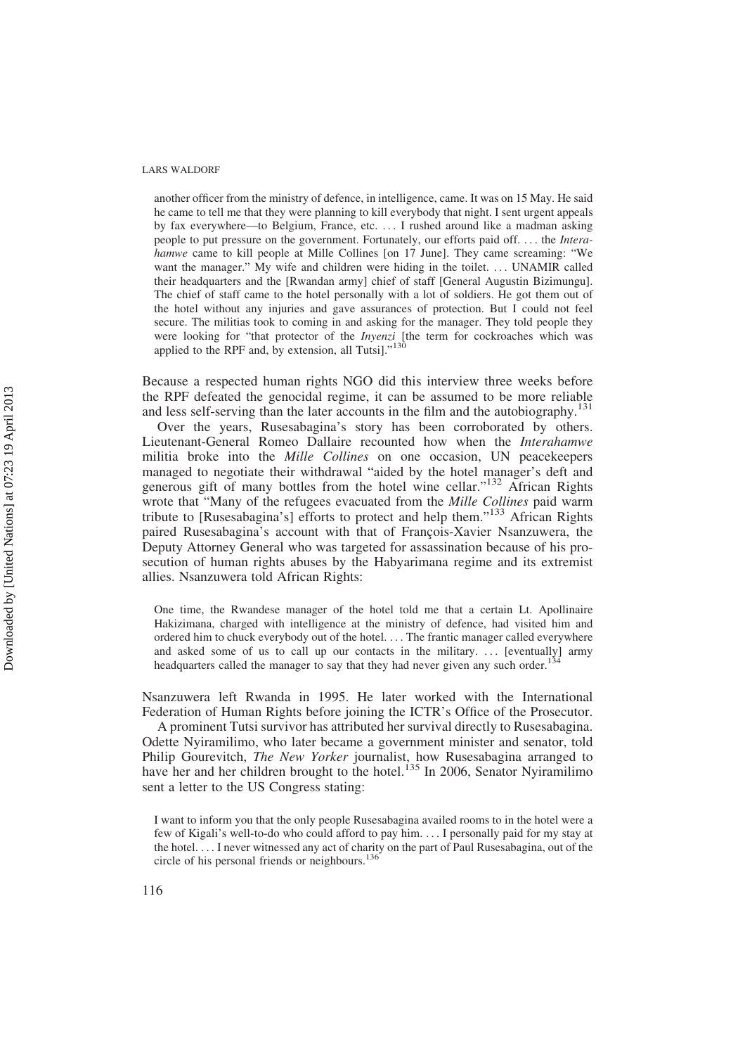> another officer from the ministry of defence, in intelligence, came. It was on 15 May. He said he came to tell me that they were planning to kill everybody that night. I sent urgent appeals by fax everywhere—to Belgium, France, etc. . . . I rushed around like a madman asking people to put pressure on the government. Fortunately, our efforts paid off. . . . the *Interahamwe* came to kill people at Mille Collines [on 17 June]. They came screaming: "We want the manager." My wife and children were hiding in the toilet. . . . UNAMIR called their headquarters and the [Rwandan army] chief of staff [General Augustin Bizimungu]. The chief of staff came to the hotel personally with a lot of soldiers. He got them out of the hotel without any injuries and gave assurances of protection. But I could not feel secure. The militias took to coming in and asking for the manager. They told people they were looking for "that protector of the *Inyenzi* [the term for cockroaches which was applied to the RPF and, by extension, all Tutsi]."[130]

Because a respected human rights NGO did this interview three weeks before the RPF defeated the genocidal regime, it can be assumed to be more reliable and less self-serving than the later accounts in the film and the autobiography.[131]

Over the years, Rusesabagina's story has been corroborated by others. Lieutenant-General Romeo Dallaire recounted how when the *Interahamwe* militia broke into the *Mille Collines* on one occasion, UN peacekeepers managed to negotiate their withdrawal "aided by the hotel manager's deft and generous gift of many bottles from the hotel wine cellar."[132] African Rights wrote that "Many of the refugees evacuated from the *Mille Collines* paid warm tribute to [Rusesabagina's] efforts to protect and help them."[133] African Rights paired Rusesabagina's account with that of François-Xavier Nsanzuwera, the Deputy Attorney General who was targeted for assassination because of his prosecution of human rights abuses by the Habyarimana regime and its extremist allies. Nsanzuwera told African Rights:

> One time, the Rwandese manager of the hotel told me that a certain Lt. Apollinaire Hakizimana, charged with intelligence at the ministry of defence, had visited him and ordered him to chuck everybody out of the hotel. . . . The frantic manager called everywhere and asked some of us to call up our contacts in the military. . . . [eventually] army headquarters called the manager to say that they had never given any such order.[134]

Nsanzuwera left Rwanda in 1995. He later worked with the International Federation of Human Rights before joining the ICTR's Office of the Prosecutor.

A prominent Tutsi survivor has attributed her survival directly to Rusesabagina. Odette Nyiramilimo, who later became a government minister and senator, told Philip Gourevitch, *The New Yorker* journalist, how Rusesabagina arranged to have her and her children brought to the hotel.[135] In 2006, Senator Nyiramilimo sent a letter to the US Congress stating:

> I want to inform you that the only people Rusesabagina availed rooms to in the hotel were a few of Kigali's well-to-do who could afford to pay him. . . . I personally paid for my stay at the hotel. . . . I never witnessed any act of charity on the part of Paul Rusesabagina, out of the circle of his personal friends or neighbours.[136]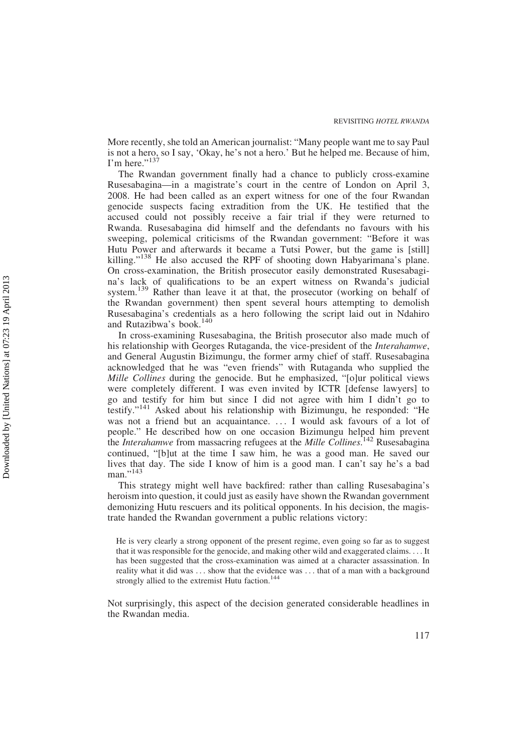More recently, she told an American journalist: "Many people want me to say Paul is not a hero, so I say, 'Okay, he's not a hero.' But he helped me. Because of him, I'm here."[137]

The Rwandan government finally had a chance to publicly cross-examine Rusesabagina—in a magistrate's court in the centre of London on April 3, 2008. He had been called as an expert witness for one of the four Rwandan genocide suspects facing extradition from the UK. He testified that the accused could not possibly receive a fair trial if they were returned to Rwanda. Rusesabagina did himself and the defendants no favours with his sweeping, polemical criticisms of the Rwandan government: "Before it was Hutu Power and afterwards it became a Tutsi Power, but the game is [still] killing."[138] He also accused the RPF of shooting down Habyarimana's plane. On cross-examination, the British prosecutor easily demonstrated Rusesabagina's lack of qualifications to be an expert witness on Rwanda's judicial system.[139] Rather than leave it at that, the prosecutor (working on behalf of the Rwandan government) then spent several hours attempting to demolish Rusesabagina's credentials as a hero following the script laid out in Ndahiro and Rutazibwa's book.[140]

In cross-examining Rusesabagina, the British prosecutor also made much of his relationship with Georges Rutaganda, the vice-president of the *Interahamwe*, and General Augustin Bizimungu, the former army chief of staff. Rusesabagina acknowledged that he was "even friends" with Rutaganda who supplied the *Mille Collines* during the genocide. But he emphasized, "[o]ur political views were completely different. I was even invited by ICTR [defense lawyers] to go and testify for him but since I did not agree with him I didn't go to testify."[141] Asked about his relationship with Bizimungu, he responded: "He was not a friend but an acquaintance. … I would ask favours of a lot of people." He described how on one occasion Bizimungu helped him prevent the *Interahamwe* from massacring refugees at the *Mille Collines*.[142] Rusesabagina continued, "[b]ut at the time I saw him, he was a good man. He saved our lives that day. The side I know of him is a good man. I can't say he's a bad man."[143]

This strategy might well have backfired: rather than calling Rusesabagina's heroism into question, it could just as easily have shown the Rwandan government demonizing Hutu rescuers and its political opponents. In his decision, the magistrate handed the Rwandan government a public relations victory:

> He is very clearly a strong opponent of the present regime, even going so far as to suggest that it was responsible for the genocide, and making other wild and exaggerated claims. … It has been suggested that the cross-examination was aimed at a character assassination. In reality what it did was … show that the evidence was … that of a man with a background strongly allied to the extremist Hutu faction.[144]

Not surprisingly, this aspect of the decision generated considerable headlines in the Rwandan media.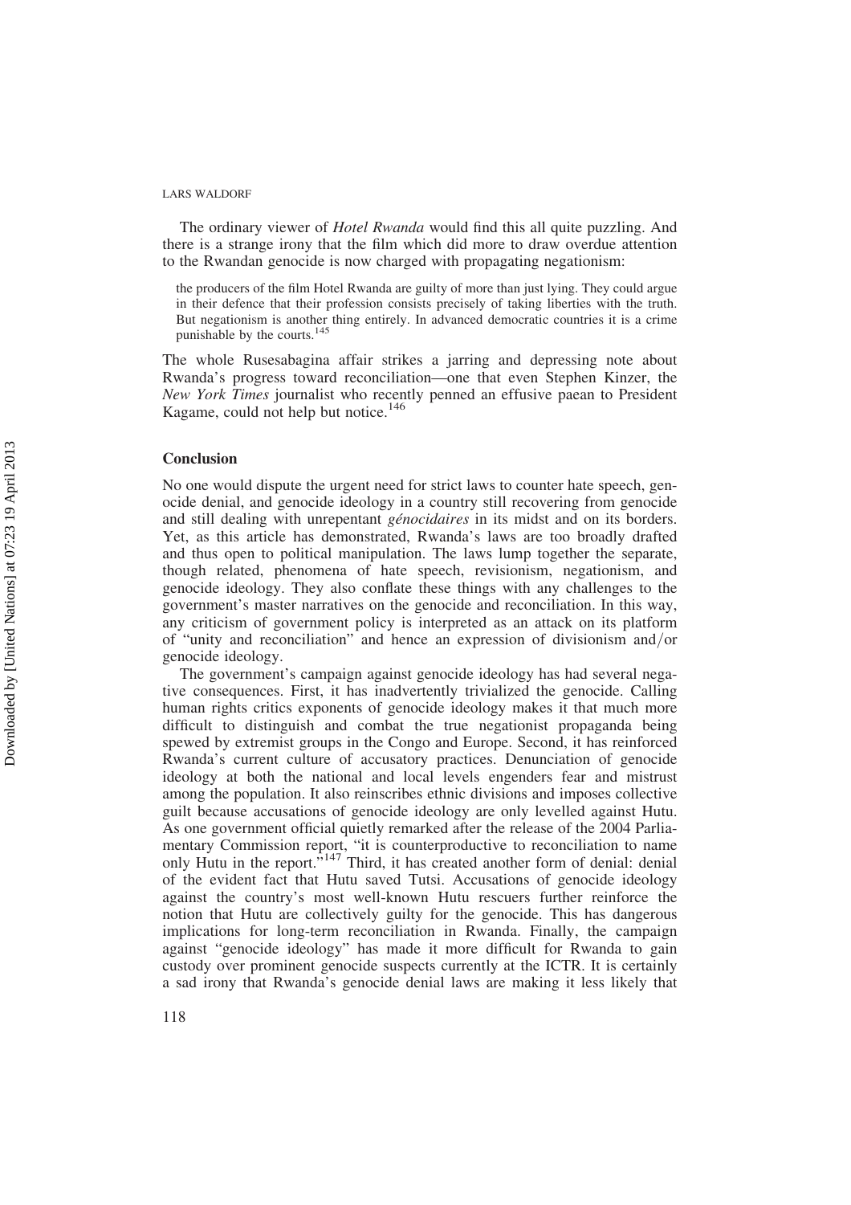The ordinary viewer of *Hotel Rwanda* would find this all quite puzzling. And there is a strange irony that the film which did more to draw overdue attention to the Rwandan genocide is now charged with propagating negationism:

> the producers of the film Hotel Rwanda are guilty of more than just lying. They could argue in their defence that their profession consists precisely of taking liberties with the truth. But negationism is another thing entirely. In advanced democratic countries it is a crime punishable by the courts.[145]

The whole Rusesabagina affair strikes a jarring and depressing note about Rwanda's progress toward reconciliation—one that even Stephen Kinzer, the *New York Times* journalist who recently penned an effusive paean to President Kagame, could not help but notice.[146]

## Conclusion

No one would dispute the urgent need for strict laws to counter hate speech, genocide denial, and genocide ideology in a country still recovering from genocide and still dealing with unrepentant *génocidaires* in its midst and on its borders. Yet, as this article has demonstrated, Rwanda's laws are too broadly drafted and thus open to political manipulation. The laws lump together the separate, though related, phenomena of hate speech, revisionism, negationism, and genocide ideology. They also conflate these things with any challenges to the government's master narratives on the genocide and reconciliation. In this way, any criticism of government policy is interpreted as an attack on its platform of "unity and reconciliation" and hence an expression of divisionism and/or genocide ideology.

The government's campaign against genocide ideology has had several negative consequences. First, it has inadvertently trivialized the genocide. Calling human rights critics exponents of genocide ideology makes it that much more difficult to distinguish and combat the true negationist propaganda being spewed by extremist groups in the Congo and Europe. Second, it has reinforced Rwanda's current culture of accusatory practices. Denunciation of genocide ideology at both the national and local levels engenders fear and mistrust among the population. It also reinscribes ethnic divisions and imposes collective guilt because accusations of genocide ideology are only levelled against Hutu. As one government official quietly remarked after the release of the 2004 Parliamentary Commission report, "it is counterproductive to reconciliation to name only Hutu in the report."[147] Third, it has created another form of denial: denial of the evident fact that Hutu saved Tutsi. Accusations of genocide ideology against the country's most well-known Hutu rescuers further reinforce the notion that Hutu are collectively guilty for the genocide. This has dangerous implications for long-term reconciliation in Rwanda. Finally, the campaign against "genocide ideology" has made it more difficult for Rwanda to gain custody over prominent genocide suspects currently at the ICTR. It is certainly a sad irony that Rwanda's genocide denial laws are making it less likely that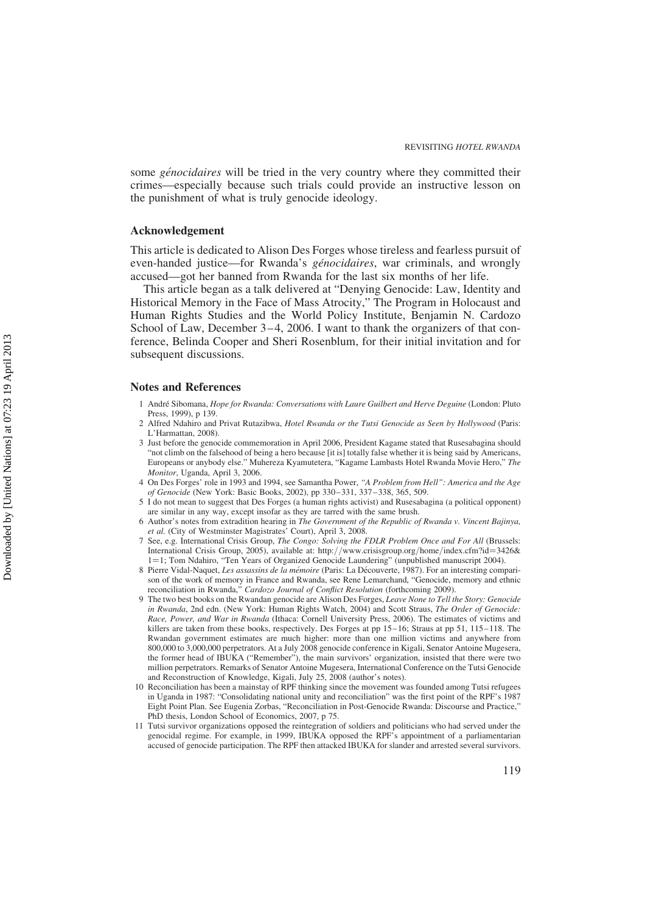some *génocidaires* will be tried in the very country where they committed their crimes—especially because such trials could provide an instructive lesson on the punishment of what is truly genocide ideology.

## Acknowledgement

This article is dedicated to Alison Des Forges whose tireless and fearless pursuit of even-handed justice—for Rwanda's *génocidaires*, war criminals, and wrongly accused—got her banned from Rwanda for the last six months of her life.

This article began as a talk delivered at "Denying Genocide: Law, Identity and Historical Memory in the Face of Mass Atrocity," The Program in Holocaust and Human Rights Studies and the World Policy Institute, Benjamin N. Cardozo School of Law, December 3–4, 2006. I want to thank the organizers of that conference, Belinda Cooper and Sheri Rosenblum, for their initial invitation and for subsequent discussions.

## Notes and References

1 André Sibomana, *Hope for Rwanda: Conversations with Laure Guilbert and Herve Deguine* (London: Pluto Press, 1999), p 139.

2 Alfred Ndahiro and Privat Rutazibwa, *Hotel Rwanda or the Tutsi Genocide as Seen by Hollywood* (Paris: L'Harmattan, 2008).

3 Just before the genocide commemoration in April 2006, President Kagame stated that Rusesabagina should "not climb on the falsehood of being a hero because [it is] totally false whether it is being said by Americans, Europeans or anybody else." Muhereza Kyamutetera, "Kagame Lambasts Hotel Rwanda Movie Hero," *The Monitor*, Uganda, April 3, 2006.

4 On Des Forges' role in 1993 and 1994, see Samantha Power, *"A Problem from Hell": America and the Age of Genocide* (New York: Basic Books, 2002), pp 330–331, 337–338, 365, 509.

5 I do not mean to suggest that Des Forges (a human rights activist) and Rusesabagina (a political opponent) are similar in any way, except insofar as they are tarred with the same brush.

6 Author's notes from extradition hearing in *The Government of the Republic of Rwanda v. Vincent Bajinya, et al.* (City of Westminster Magistrates' Court), April 3, 2008.

7 See, e.g. International Crisis Group, *The Congo: Solving the FDLR Problem Once and For All* (Brussels: International Crisis Group, 2005), available at: http://www.crisisgroup.org/home/index.cfm?id=3426&1=1; Tom Ndahiro, "Ten Years of Organized Genocide Laundering" (unpublished manuscript 2004).

8 Pierre Vidal-Naquet, *Les assassins de la mémoire* (Paris: La Découverte, 1987). For an interesting comparison of the work of memory in France and Rwanda, see Rene Lemarchand, "Genocide, memory and ethnic reconciliation in Rwanda," *Cardozo Journal of Conflict Resolution* (forthcoming 2009).

9 The two best books on the Rwandan genocide are Alison Des Forges, *Leave None to Tell the Story: Genocide in Rwanda*, 2nd edn. (New York: Human Rights Watch, 2004) and Scott Straus, *The Order of Genocide: Race, Power, and War in Rwanda* (Ithaca: Cornell University Press, 2006). The estimates of victims and killers are taken from these books, respectively. Des Forges at pp 15–16; Straus at pp 51, 115–118. The Rwandan government estimates are much higher: more than one million victims and anywhere from 800,000 to 3,000,000 perpetrators. At a July 2008 genocide conference in Kigali, Senator Antoine Mugesera, the former head of IBUKA ("Remember"), the main survivors' organization, insisted that there were two million perpetrators. Remarks of Senator Antoine Mugesera, International Conference on the Tutsi Genocide and Reconstruction of Knowledge, Kigali, July 25, 2008 (author's notes).

10 Reconciliation has been a mainstay of RPF thinking since the movement was founded among Tutsi refugees in Uganda in 1987: "Consolidating national unity and reconciliation" was the first point of the RPF's 1987 Eight Point Plan. See Eugenia Zorbas, "Reconciliation in Post-Genocide Rwanda: Discourse and Practice," PhD thesis, London School of Economics, 2007, p 75.

11 Tutsi survivor organizations opposed the reintegration of soldiers and politicians who had served under the genocidal regime. For example, in 1999, IBUKA opposed the RPF's appointment of a parliamentarian accused of genocide participation. The RPF then attacked IBUKA for slander and arrested several survivors.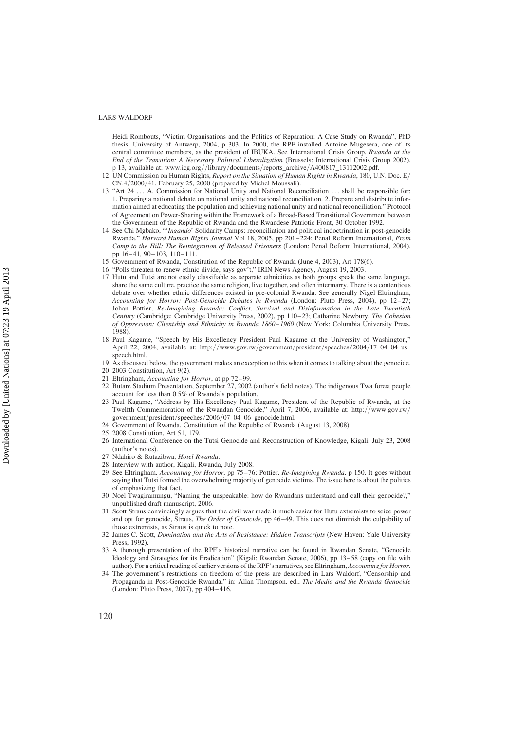Heidi Rombouts, "Victim Organisations and the Politics of Reparation: A Case Study on Rwanda", PhD thesis, University of Antwerp, 2004, p 303. In 2000, the RPF installed Antoine Mugesera, one of its central committee members, as the president of IBUKA. See International Crisis Group, *Rwanda at the End of the Transition: A Necessary Political Liberalization* (Brussels: International Crisis Group 2002), p 13, available at: www.icg.org//library/documents/reports_archive/A400817_13112002.pdf.

12 UN Commission on Human Rights, *Report on the Situation of Human Rights in Rwanda*, 180, U.N. Doc. E/CN.4/2000/41, February 25, 2000 (prepared by Michel Moussali).

13 "Art 24 … A. Commission for National Unity and National Reconciliation … shall be responsible for: 1. Preparing a national debate on national unity and national reconciliation. 2. Prepare and distribute information aimed at educating the population and achieving national unity and national reconciliation." Protocol of Agreement on Power-Sharing within the Framework of a Broad-Based Transitional Government between the Government of the Republic of Rwanda and the Rwandese Patriotic Front, 30 October 1992.

14 See Chi Mgbako, "'*Ingando*' Solidarity Camps: reconciliation and political indoctrination in post-genocide Rwanda," *Harvard Human Rights Journal* Vol 18, 2005, pp 201–224; Penal Reform International, *From Camp to the Hill: The Reintegration of Released Prisoners* (London: Penal Reform International, 2004), pp 16–41, 90–103, 110–111.

15 Government of Rwanda, Constitution of the Republic of Rwanda (June 4, 2003), Art 178(6).

16 "Polls threaten to renew ethnic divide, says gov't," IRIN News Agency, August 19, 2003.

17 Hutu and Tutsi are not easily classifiable as separate ethnicities as both groups speak the same language, share the same culture, practice the same religion, live together, and often intermarry. There is a contentious debate over whether ethnic differences existed in pre-colonial Rwanda. See generally Nigel Eltringham, *Accounting for Horror: Post-Genocide Debates in Rwanda* (London: Pluto Press, 2004), pp 12–27; Johan Pottier, *Re-Imagining Rwanda: Conflict, Survival and Disinformation in the Late Twentieth Century* (Cambridge: Cambridge University Press, 2002), pp 110–23; Catharine Newbury, *The Cohesion of Oppression: Clientship and Ethnicity in Rwanda 1860–1960* (New York: Columbia University Press, 1988).

18 Paul Kagame, "Speech by His Excellency President Paul Kagame at the University of Washington," April 22, 2004, available at: http://www.gov.rw/government/president/speeches/2004/17_04_04_us_speech.html.

19 As discussed below, the government makes an exception to this when it comes to talking about the genocide.

20 2003 Constitution, Art 9(2).

21 Eltringham, *Accounting for Horror*, at pp 72–99.

22 Butare Stadium Presentation, September 27, 2002 (author's field notes). The indigenous Twa forest people account for less than 0.5% of Rwanda's population.

23 Paul Kagame, "Address by His Excellency Paul Kagame, President of the Republic of Rwanda, at the Twelfth Commemoration of the Rwandan Genocide," April 7, 2006, available at: http://www.gov.rw/government/president/speeches/2006/07_04_06_genocide.html.

24 Government of Rwanda, Constitution of the Republic of Rwanda (August 13, 2008).

25 2008 Constitution, Art 51, 179.

26 International Conference on the Tutsi Genocide and Reconstruction of Knowledge, Kigali, July 23, 2008 (author's notes).

27 Ndahiro & Rutazibwa, *Hotel Rwanda*.

28 Interview with author, Kigali, Rwanda, July 2008.

29 See Eltringham, *Accounting for Horror*, pp 75–76; Pottier, *Re-Imagining Rwanda*, p 150. It goes without saying that Tutsi formed the overwhelming majority of genocide victims. The issue here is about the politics of emphasizing that fact.

30 Noel Twagiramungu, "Naming the unspeakable: how do Rwandans understand and call their genocide?," unpublished draft manuscript, 2006.

31 Scott Straus convincingly argues that the civil war made it much easier for Hutu extremists to seize power and opt for genocide, Straus, *The Order of Genocide*, pp 46–49. This does not diminish the culpability of those extremists, as Straus is quick to note.

32 James C. Scott, *Domination and the Arts of Resistance: Hidden Transcripts* (New Haven: Yale University Press, 1992).

33 A thorough presentation of the RPF's historical narrative can be found in Rwandan Senate, "Genocide Ideology and Strategies for its Eradication" (Kigali: Rwandan Senate, 2006), pp 13–58 (copy on file with author). For a critical reading of earlier versions of the RPF's narratives, see Eltringham, *Accounting for Horror*.

34 The government's restrictions on freedom of the press are described in Lars Waldorf, "Censorship and Propaganda in Post-Genocide Rwanda," in: Allan Thompson, ed., *The Media and the Rwanda Genocide* (London: Pluto Press, 2007), pp 404–416.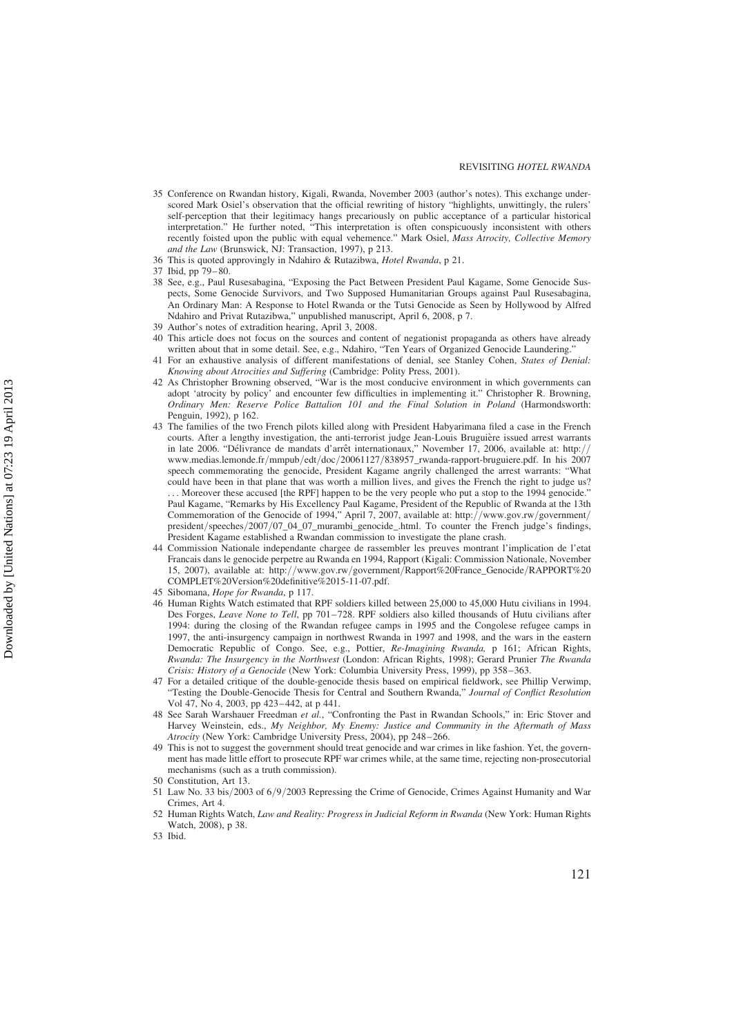35 Conference on Rwandan history, Kigali, Rwanda, November 2003 (author's notes). This exchange underscored Mark Osiel's observation that the official rewriting of history "highlights, unwittingly, the rulers' self-perception that their legitimacy hangs precariously on public acceptance of a particular historical interpretation." He further noted, "This interpretation is often conspicuously inconsistent with others recently foisted upon the public with equal vehemence." Mark Osiel, *Mass Atrocity, Collective Memory and the Law* (Brunswick, NJ: Transaction, 1997), p 213.

36 This is quoted approvingly in Ndahiro & Rutazibwa, *Hotel Rwanda*, p 21.

37 Ibid, pp 79–80.

38 See, e.g., Paul Rusesabagina, "Exposing the Pact Between President Paul Kagame, Some Genocide Suspects, Some Genocide Survivors, and Two Supposed Humanitarian Groups against Paul Rusesabagina, An Ordinary Man: A Response to Hotel Rwanda or the Tutsi Genocide as Seen by Hollywood by Alfred Ndahiro and Privat Rutazibwa," unpublished manuscript, April 6, 2008, p 7.

39 Author's notes of extradition hearing, April 3, 2008.

40 This article does not focus on the sources and content of negationist propaganda as others have already written about that in some detail. See, e.g., Ndahiro, "Ten Years of Organized Genocide Laundering."

41 For an exhaustive analysis of different manifestations of denial, see Stanley Cohen, *States of Denial: Knowing about Atrocities and Suffering* (Cambridge: Polity Press, 2001).

42 As Christopher Browning observed, "War is the most conducive environment in which governments can adopt 'atrocity by policy' and encounter few difficulties in implementing it." Christopher R. Browning, *Ordinary Men: Reserve Police Battalion 101 and the Final Solution in Poland* (Harmondsworth: Penguin, 1992), p 162.

43 The families of the two French pilots killed along with President Habyarimana filed a case in the French courts. After a lengthy investigation, the anti-terrorist judge Jean-Louis Bruguière issued arrest warrants in late 2006. "Délivrance de mandats d'arrêt internationaux," November 17, 2006, available at: http://www.medias.lemonde.fr/mmpub/edt/doc/20061127/838957_rwanda-rapport-bruguiere.pdf. In his 2007 speech commemorating the genocide, President Kagame angrily challenged the arrest warrants: "What could have been in that plane that was worth a million lives, and gives the French the right to judge us? . . . Moreover these accused [the RPF] happen to be the very people who put a stop to the 1994 genocide." Paul Kagame, "Remarks by His Excellency Paul Kagame, President of the Republic of Rwanda at the 13th Commemoration of the Genocide of 1994," April 7, 2007, available at: http://www.gov.rw/government/president/speeches/2007/07_04_07_murambi_genocide_.html. To counter the French judge's findings, President Kagame established a Rwandan commission to investigate the plane crash.

44 Commission Nationale independante chargee de rassembler les preuves montrant l'implication de l'etat Francais dans le genocide perpetre au Rwanda en 1994, Rapport (Kigali: Commission Nationale, November 15, 2007), available at: http://www.gov.rw/government/Rapport%20France_Genocide/RAPPORT%20COMPLET%20Version%20definitive%2015-11-07.pdf.

45 Sibomana, *Hope for Rwanda*, p 117.

46 Human Rights Watch estimated that RPF soldiers killed between 25,000 to 45,000 Hutu civilians in 1994. Des Forges, *Leave None to Tell*, pp 701–728. RPF soldiers also killed thousands of Hutu civilians after 1994: during the closing of the Rwandan refugee camps in 1995 and the Congolese refugee camps in 1997, the anti-insurgency campaign in northwest Rwanda in 1997 and 1998, and the wars in the eastern Democratic Republic of Congo. See, e.g., Pottier, *Re-Imagining Rwanda,* p 161; African Rights, *Rwanda: The Insurgency in the Northwest* (London: African Rights, 1998); Gerard Prunier *The Rwanda Crisis: History of a Genocide* (New York: Columbia University Press, 1999), pp 358–363.

47 For a detailed critique of the double-genocide thesis based on empirical fieldwork, see Phillip Verwimp, "Testing the Double-Genocide Thesis for Central and Southern Rwanda," *Journal of Conflict Resolution* Vol 47, No 4, 2003, pp 423–442, at p 441.

48 See Sarah Warshauer Freedman *et al.*, "Confronting the Past in Rwandan Schools," in: Eric Stover and Harvey Weinstein, eds., *My Neighbor, My Enemy: Justice and Community in the Aftermath of Mass Atrocity* (New York: Cambridge University Press, 2004), pp 248–266.

49 This is not to suggest the government should treat genocide and war crimes in like fashion. Yet, the government has made little effort to prosecute RPF war crimes while, at the same time, rejecting non-prosecutorial mechanisms (such as a truth commission).

50 Constitution, Art 13.

51 Law No. 33 bis/2003 of 6/9/2003 Repressing the Crime of Genocide, Crimes Against Humanity and War Crimes, Art 4.

52 Human Rights Watch, *Law and Reality: Progress in Judicial Reform in Rwanda* (New York: Human Rights Watch, 2008), p 38.

53 Ibid.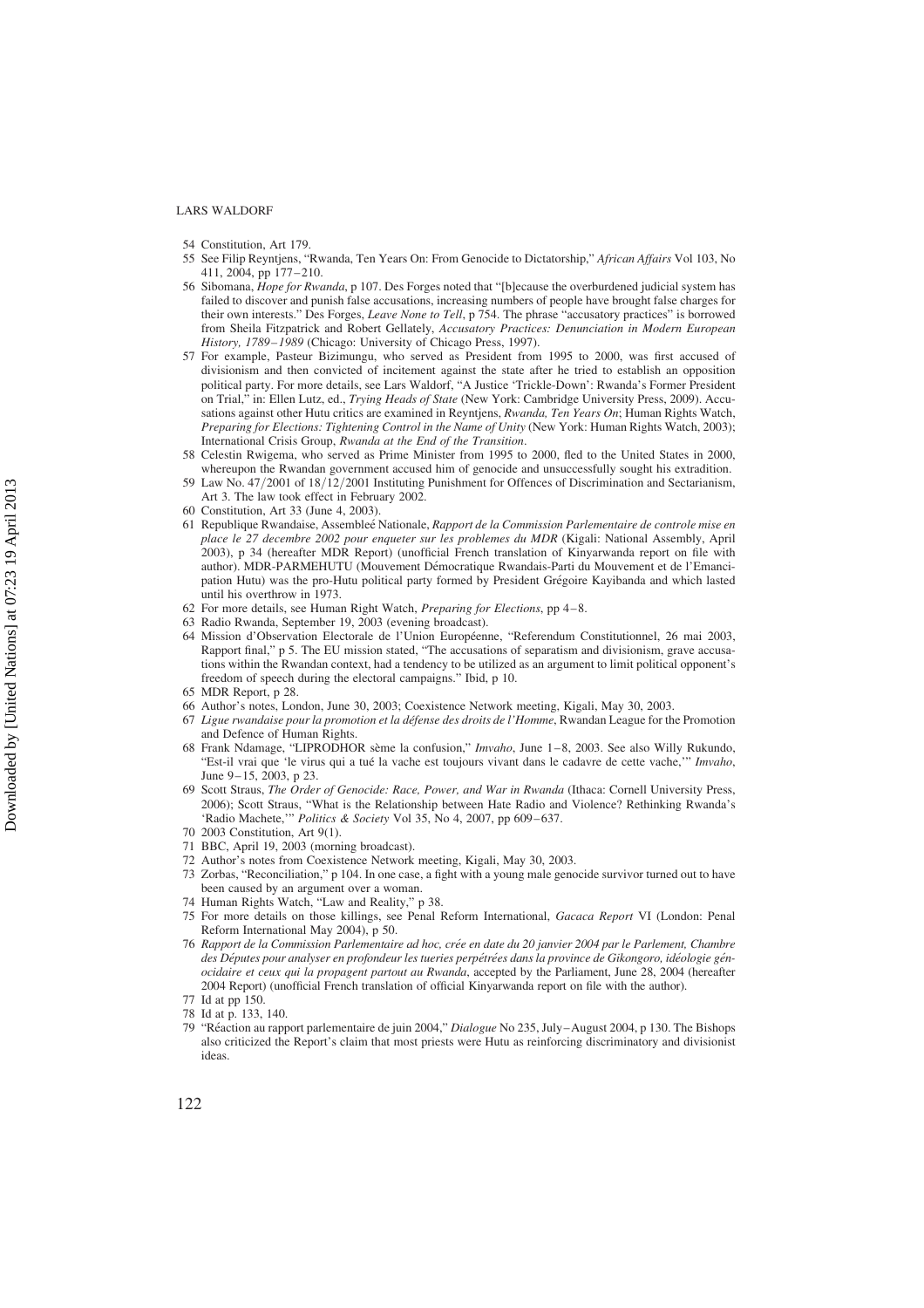54 Constitution, Art 179.

55 See Filip Reyntjens, "Rwanda, Ten Years On: From Genocide to Dictatorship," *African Affairs* Vol 103, No 411, 2004, pp 177–210.

56 Sibomana, *Hope for Rwanda*, p 107. Des Forges noted that "[b]ecause the overburdened judicial system has failed to discover and punish false accusations, increasing numbers of people have brought false charges for their own interests." Des Forges, *Leave None to Tell*, p 754. The phrase "accusatory practices" is borrowed from Sheila Fitzpatrick and Robert Gellately, *Accusatory Practices: Denunciation in Modern European History, 1789–1989* (Chicago: University of Chicago Press, 1997).

57 For example, Pasteur Bizimungu, who served as President from 1995 to 2000, was first accused of divisionism and then convicted of incitement against the state after he tried to establish an opposition political party. For more details, see Lars Waldorf, "A Justice 'Trickle-Down': Rwanda's Former President on Trial," in: Ellen Lutz, ed., *Trying Heads of State* (New York: Cambridge University Press, 2009). Accusations against other Hutu critics are examined in Reyntjens, *Rwanda, Ten Years On*; Human Rights Watch, *Preparing for Elections: Tightening Control in the Name of Unity* (New York: Human Rights Watch, 2003); International Crisis Group, *Rwanda at the End of the Transition*.

58 Celestin Rwigema, who served as Prime Minister from 1995 to 2000, fled to the United States in 2000, whereupon the Rwandan government accused him of genocide and unsuccessfully sought his extradition.

59 Law No. 47/2001 of 18/12/2001 Instituting Punishment for Offences of Discrimination and Sectarianism, Art 3. The law took effect in February 2002.

60 Constitution, Art 33 (June 4, 2003).

61 Republique Rwandaise, Assembleé Nationale, *Rapport de la Commission Parlementaire de controle mise en place le 27 decembre 2002 pour enqueter sur les problemes du MDR* (Kigali: National Assembly, April 2003), p 34 (hereafter MDR Report) (unofficial French translation of Kinyarwanda report on file with author). MDR-PARMEHUTU (Mouvement Démocratique Rwandais-Parti du Mouvement et de l'Emancipation Hutu) was the pro-Hutu political party formed by President Grégoire Kayibanda and which lasted until his overthrow in 1973.

62 For more details, see Human Right Watch, *Preparing for Elections*, pp 4–8.

63 Radio Rwanda, September 19, 2003 (evening broadcast).

64 Mission d'Observation Electorale de l'Union Européenne, "Referendum Constitutionnel, 26 mai 2003, Rapport final," p 5. The EU mission stated, "The accusations of separatism and divisionism, grave accusations within the Rwandan context, had a tendency to be utilized as an argument to limit political opponent's freedom of speech during the electoral campaigns." Ibid, p 10.

65 MDR Report, p 28.

66 Author's notes, London, June 30, 2003; Coexistence Network meeting, Kigali, May 30, 2003.

67 *Ligue rwandaise pour la promotion et la défense des droits de l'Homme*, Rwandan League for the Promotion and Defence of Human Rights.

68 Frank Ndamage, "LIPRODHOR sème la confusion," *Imvaho*, June 1–8, 2003. See also Willy Rukundo, "Est-il vrai que 'le virus qui a tué la vache est toujours vivant dans le cadavre de cette vache,'" *Imvaho*, June 9–15, 2003, p 23.

69 Scott Straus, *The Order of Genocide: Race, Power, and War in Rwanda* (Ithaca: Cornell University Press, 2006); Scott Straus, "What is the Relationship between Hate Radio and Violence? Rethinking Rwanda's 'Radio Machete,'" *Politics & Society* Vol 35, No 4, 2007, pp 609–637.

70 2003 Constitution, Art 9(1).

71 BBC, April 19, 2003 (morning broadcast).

72 Author's notes from Coexistence Network meeting, Kigali, May 30, 2003.

73 Zorbas, "Reconciliation," p 104. In one case, a fight with a young male genocide survivor turned out to have been caused by an argument over a woman.

74 Human Rights Watch, "Law and Reality," p 38.

75 For more details on those killings, see Penal Reform International, *Gacaca Report* VI (London: Penal Reform International May 2004), p 50.

76 *Rapport de la Commission Parlementaire ad hoc, crée en date du 20 janvier 2004 par le Parlement, Chambre des Députes pour analyser en profondeur les tueries perpétrées dans la province de Gikongoro, idéologie génocidaire et ceux qui la propagent partout au Rwanda*, accepted by the Parliament, June 28, 2004 (hereafter 2004 Report) (unofficial French translation of official Kinyarwanda report on file with the author).

77 Id at pp 150.

78 Id at p. 133, 140.

79 "Réaction au rapport parlementaire de juin 2004," *Dialogue* No 235, July–August 2004, p 130. The Bishops also criticized the Report's claim that most priests were Hutu as reinforcing discriminatory and divisionist ideas.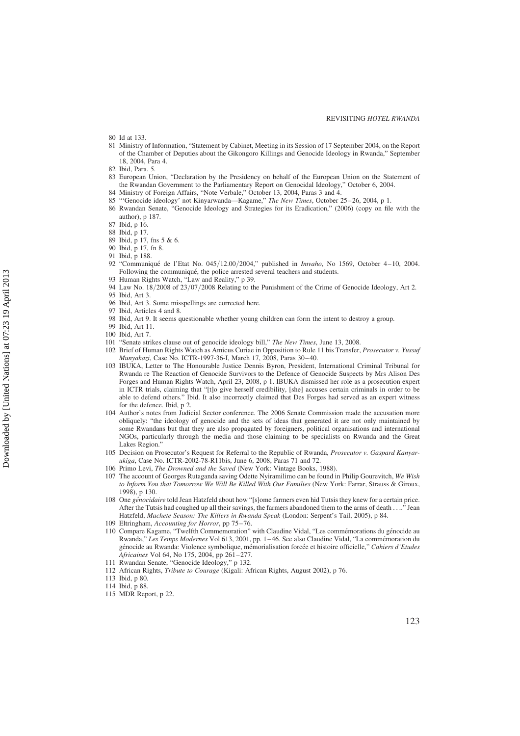80 Id at 133.

81 Ministry of Information, "Statement by Cabinet, Meeting in its Session of 17 September 2004, on the Report of the Chamber of Deputies about the Gikongoro Killings and Genocide Ideology in Rwanda," September 18, 2004, Para 4.

82 Ibid, Para. 5.

83 European Union, "Declaration by the Presidency on behalf of the European Union on the Statement of the Rwandan Government to the Parliamentary Report on Genocidal Ideology," October 6, 2004.

84 Ministry of Foreign Affairs, "Note Verbale," October 13, 2004, Paras 3 and 4.

85 "'Genocide ideology' not Kinyarwanda—Kagame," *The New Times*, October 25–26, 2004, p 1.

86 Rwandan Senate, "Genocide Ideology and Strategies for its Eradication," (2006) (copy on file with the author), p 187.

87 Ibid, p 16.

88 Ibid, p 17.

89 Ibid, p 17, fns 5 & 6.

90 Ibid, p 17, fn 8.

91 Ibid, p 188.

92 "Communiqué de l'Etat No. 045/12.00/2004," published in *Imvaho*, No 1569, October 4–10, 2004. Following the communiqué, the police arrested several teachers and students.

93 Human Rights Watch, "Law and Reality," p 39.

94 Law No. 18/2008 of 23/07/2008 Relating to the Punishment of the Crime of Genocide Ideology, Art 2.

95 Ibid, Art 3.

96 Ibid, Art 3. Some misspellings are corrected here.

97 Ibid, Articles 4 and 8.

98 Ibid, Art 9. It seems questionable whether young children can form the intent to destroy a group.

99 Ibid, Art 11.

100 Ibid, Art 7.

101 "Senate strikes clause out of genocide ideology bill," *The New Times*, June 13, 2008.

102 Brief of Human Rights Watch as Amicus Curiae in Opposition to Rule 11 bis Transfer, *Prosecutor v. Yussuf Munyakazi*, Case No. ICTR-1997-36-I, March 17, 2008, Paras 30–40.

103 IBUKA, Letter to The Honourable Justice Dennis Byron, President, International Criminal Tribunal for Rwanda re The Reaction of Genocide Survivors to the Defence of Genocide Suspects by Mrs Alison Des Forges and Human Rights Watch, April 23, 2008, p 1. IBUKA dismissed her role as a prosecution expert in ICTR trials, claiming that "[t]o give herself credibility, [she] accuses certain criminals in order to be able to defend others." Ibid. It also incorrectly claimed that Des Forges had served as an expert witness for the defence. Ibid, p 2.

104 Author's notes from Judicial Sector conference. The 2006 Senate Commission made the accusation more obliquely: "the ideology of genocide and the sets of ideas that generated it are not only maintained by some Rwandans but that they are also propagated by foreigners, political organisations and international NGOs, particularly through the media and those claiming to be specialists on Rwanda and the Great Lakes Region."

105 Decision on Prosecutor's Request for Referral to the Republic of Rwanda, *Prosecutor v. Gaspard Kanyarukiga*, Case No. ICTR-2002-78-R11bis, June 6, 2008, Paras 71 and 72.

106 Primo Levi, *The Drowned and the Saved* (New York: Vintage Books, 1988).

107 The account of Georges Rutaganda saving Odette Nyiramilimo can be found in Philip Gourevitch, *We Wish to Inform You that Tomorrow We Will Be Killed With Our Families* (New York: Farrar, Strauss & Giroux, 1998), p 130.

108 One *génocidaire* told Jean Hatzfeld about how "[s]ome farmers even hid Tutsis they knew for a certain price. After the Tutsis had coughed up all their savings, the farmers abandoned them to the arms of death . . .." Jean Hatzfeld, *Machete Season: The Killers in Rwanda Speak* (London: Serpent's Tail, 2005), p 84.

109 Eltringham, *Accounting for Horror*, pp 75–76.

110 Compare Kagame, "Twelfth Commemoration" with Claudine Vidal, "Les commémorations du génocide au Rwanda," *Les Temps Modernes* Vol 613, 2001, pp. 1–46. See also Claudine Vidal, "La commémoration du génocide au Rwanda: Violence symbolique, mémorialisation forcée et histoire officielle," *Cahiers d'Etudes Africaines* Vol 64, No 175, 2004, pp 261–277.

111 Rwandan Senate, "Genocide Ideology," p 132.

112 African Rights, *Tribute to Courage* (Kigali: African Rights, August 2002), p 76.

113 Ibid, p 80.

114 Ibid, p 88.

115 MDR Report, p 22.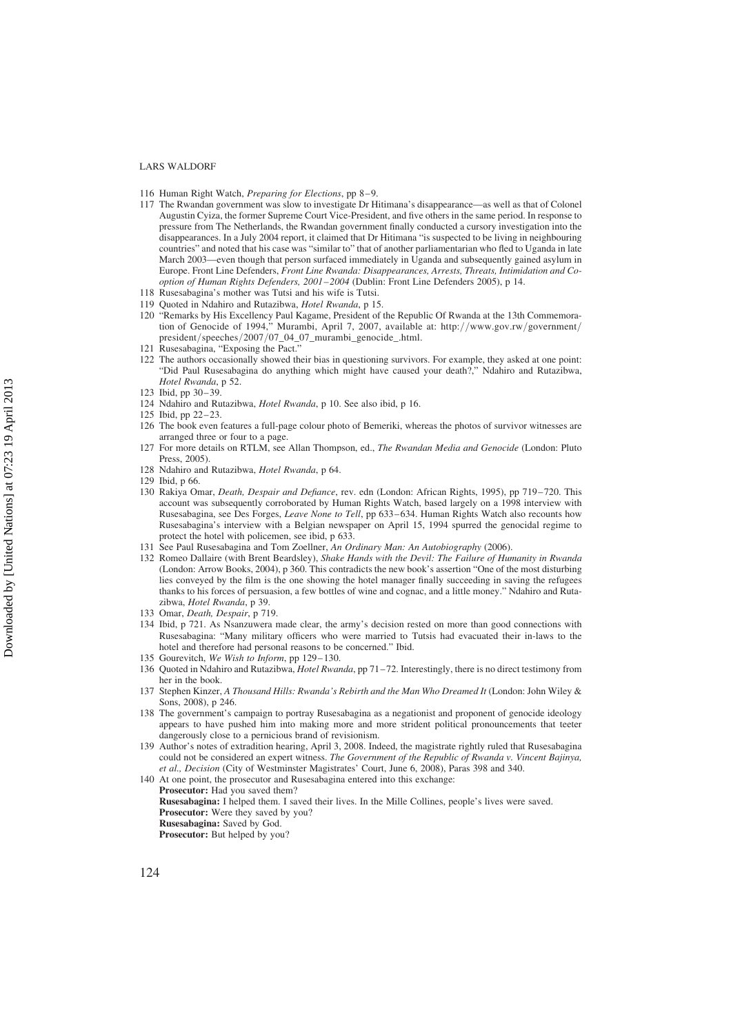116 Human Right Watch, *Preparing for Elections*, pp 8–9.

117 The Rwandan government was slow to investigate Dr Hitimana's disappearance—as well as that of Colonel Augustin Cyiza, the former Supreme Court Vice-President, and five others in the same period. In response to pressure from The Netherlands, the Rwandan government finally conducted a cursory investigation into the disappearances. In a July 2004 report, it claimed that Dr Hitimana "is suspected to be living in neighbouring countries" and noted that his case was "similar to" that of another parliamentarian who fled to Uganda in late March 2003—even though that person surfaced immediately in Uganda and subsequently gained asylum in Europe. Front Line Defenders, *Front Line Rwanda: Disappearances, Arrests, Threats, Intimidation and Co-option of Human Rights Defenders, 2001–2004* (Dublin: Front Line Defenders 2005), p 14.

118 Rusesabagina's mother was Tutsi and his wife is Tutsi.

119 Quoted in Ndahiro and Rutazibwa, *Hotel Rwanda*, p 15.

120 "Remarks by His Excellency Paul Kagame, President of the Republic Of Rwanda at the 13th Commemoration of Genocide of 1994," Murambi, April 7, 2007, available at: http://www.gov.rw/government/president/speeches/2007/07_04_07_murambi_genocide_.html.

121 Rusesabagina, "Exposing the Pact."

122 The authors occasionally showed their bias in questioning survivors. For example, they asked at one point: "Did Paul Rusesabagina do anything which might have caused your death?," Ndahiro and Rutazibwa, *Hotel Rwanda*, p 52.

123 Ibid, pp 30–39.

124 Ndahiro and Rutazibwa, *Hotel Rwanda*, p 10. See also ibid, p 16.

125 Ibid, pp 22–23.

126 The book even features a full-page colour photo of Bemeriki, whereas the photos of survivor witnesses are arranged three or four to a page.

127 For more details on RTLM, see Allan Thompson, ed., *The Rwandan Media and Genocide* (London: Pluto Press, 2005).

128 Ndahiro and Rutazibwa, *Hotel Rwanda*, p 64.

129 Ibid, p 66.

130 Rakiya Omar, *Death, Despair and Defiance*, rev. edn (London: African Rights, 1995), pp 719–720. This account was subsequently corroborated by Human Rights Watch, based largely on a 1998 interview with Rusesabagina, see Des Forges, *Leave None to Tell*, pp 633–634. Human Rights Watch also recounts how Rusesabagina's interview with a Belgian newspaper on April 15, 1994 spurred the genocidal regime to protect the hotel with policemen, see ibid, p 633.

131 See Paul Rusesabagina and Tom Zoellner, *An Ordinary Man: An Autobiography* (2006).

132 Romeo Dallaire (with Brent Beardsley), *Shake Hands with the Devil: The Failure of Humanity in Rwanda* (London: Arrow Books, 2004), p 360. This contradicts the new book's assertion "One of the most disturbing lies conveyed by the film is the one showing the hotel manager finally succeeding in saving the refugees thanks to his forces of persuasion, a few bottles of wine and cognac, and a little money." Ndahiro and Rutazibwa, *Hotel Rwanda*, p 39.

133 Omar, *Death, Despair*, p 719.

134 Ibid, p 721. As Nsanzuwera made clear, the army's decision rested on more than good connections with Rusesabagina: "Many military officers who were married to Tutsis had evacuated their in-laws to the hotel and therefore had personal reasons to be concerned." Ibid.

135 Gourevitch, *We Wish to Inform*, pp 129–130.

136 Quoted in Ndahiro and Rutazibwa, *Hotel Rwanda*, pp 71–72. Interestingly, there is no direct testimony from her in the book.

137 Stephen Kinzer, *A Thousand Hills: Rwanda's Rebirth and the Man Who Dreamed It* (London: John Wiley & Sons, 2008), p 246.

138 The government's campaign to portray Rusesabagina as a negationist and proponent of genocide ideology appears to have pushed him into making more and more strident political pronouncements that teeter dangerously close to a pernicious brand of revisionism.

139 Author's notes of extradition hearing, April 3, 2008. Indeed, the magistrate rightly ruled that Rusesabagina could not be considered an expert witness. *The Government of the Republic of Rwanda v. Vincent Bajinya, et al., Decision* (City of Westminster Magistrates' Court, June 6, 2008), Paras 398 and 340.

140 At one point, the prosecutor and Rusesabagina entered into this exchange:
**Prosecutor:** Had you saved them?
**Rusesabagina:** I helped them. I saved their lives. In the Mille Collines, people's lives were saved.
**Prosecutor:** Were they saved by you?
**Rusesabagina:** Saved by God.
**Prosecutor:** But helped by you?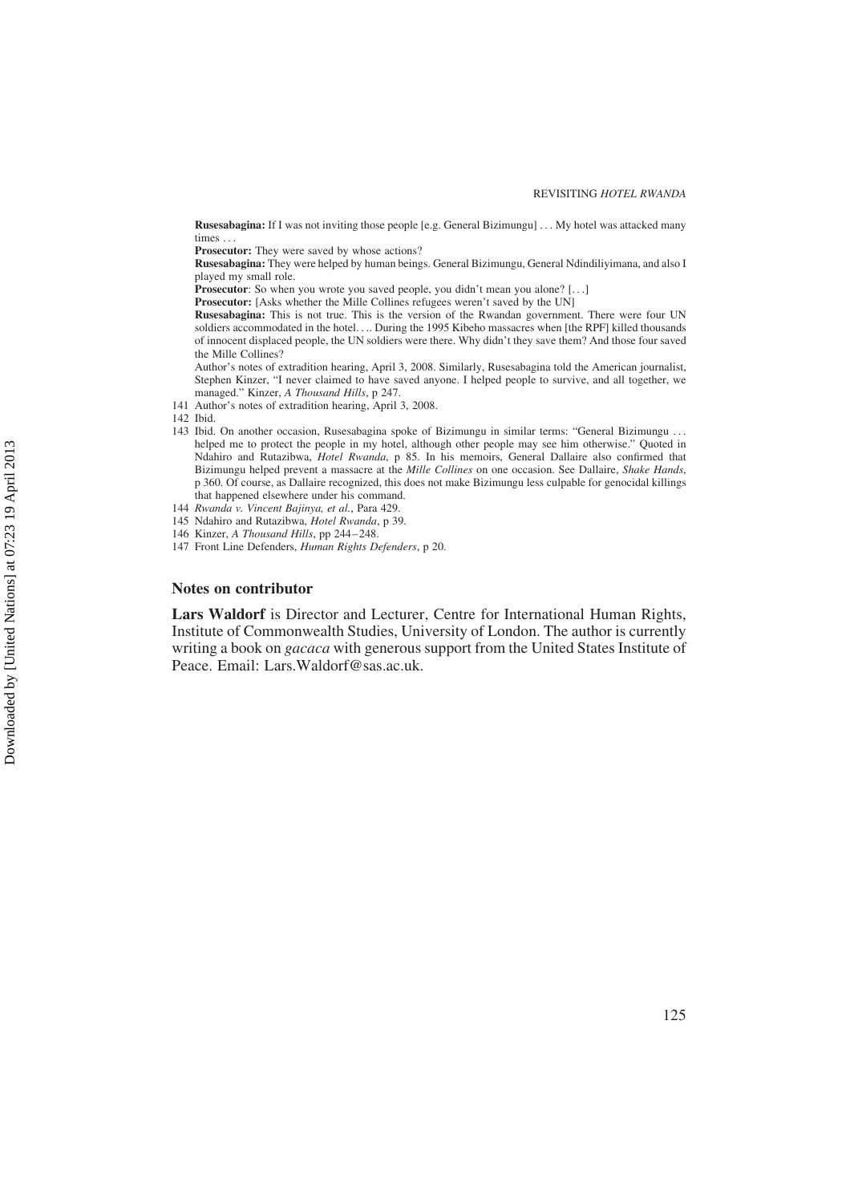**Rusesabagina:** If I was not inviting those people [e.g. General Bizimungu] . . . My hotel was attacked many times . . .

**Prosecutor:** They were saved by whose actions?

**Rusesabagina:** They were helped by human beings. General Bizimungu, General Ndindiliyimana, and also I played my small role.

**Prosecutor**: So when you wrote you saved people, you didn't mean you alone? [. . .]

**Prosecutor:** [Asks whether the Mille Collines refugees weren't saved by the UN]

**Rusesabagina:** This is not true. This is the version of the Rwandan government. There were four UN soldiers accommodated in the hotel. . .. During the 1995 Kibeho massacres when [the RPF] killed thousands of innocent displaced people, the UN soldiers were there. Why didn't they save them? And those four saved the Mille Collines?

Author's notes of extradition hearing, April 3, 2008. Similarly, Rusesabagina told the American journalist, Stephen Kinzer, "I never claimed to have saved anyone. I helped people to survive, and all together, we managed." Kinzer, *A Thousand Hills*, p 247.

141 Author's notes of extradition hearing, April 3, 2008.

142 Ibid.

143 Ibid. On another occasion, Rusesabagina spoke of Bizimungu in similar terms: "General Bizimungu . . . helped me to protect the people in my hotel, although other people may see him otherwise." Quoted in Ndahiro and Rutazibwa, *Hotel Rwanda*, p 85. In his memoirs, General Dallaire also confirmed that Bizimungu helped prevent a massacre at the *Mille Collines* on one occasion. See Dallaire, *Shake Hands*, p 360. Of course, as Dallaire recognized, this does not make Bizimungu less culpable for genocidal killings that happened elsewhere under his command.

144 *Rwanda v. Vincent Bajinya, et al.*, Para 429.

145 Ndahiro and Rutazibwa, *Hotel Rwanda*, p 39.

146 Kinzer, *A Thousand Hills*, pp 244–248.

147 Front Line Defenders, *Human Rights Defenders*, p 20.

## Notes on contributor

**Lars Waldorf** is Director and Lecturer, Centre for International Human Rights, Institute of Commonwealth Studies, University of London. The author is currently writing a book on *gacaca* with generous support from the United States Institute of Peace. Email: Lars.Waldorf@sas.ac.uk.